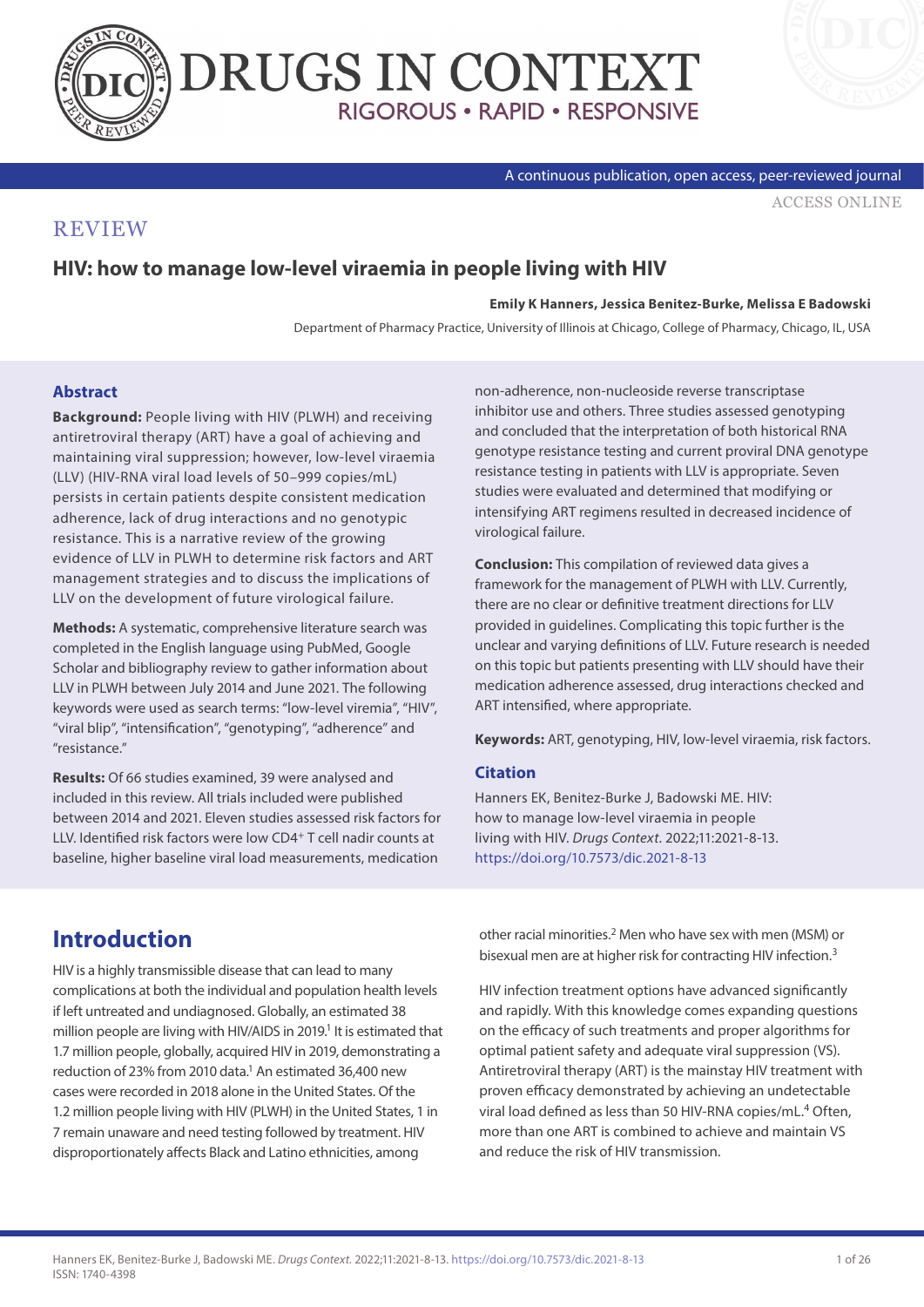REVIEW

# HIV: how to manage low-level viraemia in people living with HIV

**Emily K Hanners, Jessica Benitez-Burke, Melissa E Badowski**

Department of Pharmacy Practice, University of Illinois at Chicago, College of Pharmacy, Chicago, IL, USA

## Abstract

**Background:** People living with HIV (PLWH) and receiving antiretroviral therapy (ART) have a goal of achieving and maintaining viral suppression; however, low-level viraemia (LLV) (HIV-RNA viral load levels of 50–999 copies/mL) persists in certain patients despite consistent medication adherence, lack of drug interactions and no genotypic resistance. This is a narrative review of the growing evidence of LLV in PLWH to determine risk factors and ART management strategies and to discuss the implications of LLV on the development of future virological failure.

**Methods:** A systematic, comprehensive literature search was completed in the English language using PubMed, Google Scholar and bibliography review to gather information about LLV in PLWH between July 2014 and June 2021. The following keywords were used as search terms: "low-level viremia", "HIV", "viral blip", "intensification", "genotyping", "adherence" and "resistance."

**Results:** Of 66 studies examined, 39 were analysed and included in this review. All trials included were published between 2014 and 2021. Eleven studies assessed risk factors for LLV. Identified risk factors were low $CD4^+$ T cell nadir counts at baseline, higher baseline viral load measurements, medication non-adherence, non-nucleoside reverse transcriptase inhibitor use and others. Three studies assessed genotyping and concluded that the interpretation of both historical RNA genotype resistance testing and current proviral DNA genotype resistance testing in patients with LLV is appropriate. Seven studies were evaluated and determined that modifying or intensifying ART regimens resulted in decreased incidence of virological failure.

**Conclusion:** This compilation of reviewed data gives a framework for the management of PLWH with LLV. Currently, there are no clear or definitive treatment directions for LLV provided in guidelines. Complicating this topic further is the unclear and varying definitions of LLV. Future research is needed on this topic but patients presenting with LLV should have their medication adherence assessed, drug interactions checked and ART intensified, where appropriate.

**Keywords:** ART, genotyping, HIV, low-level viraemia, risk factors.

### Citation

Hanners EK, Benitez-Burke J, Badowski ME. HIV: how to manage low-level viraemia in people living with HIV. *Drugs Context.* 2022;11:2021-8-13. https://doi.org/10.7573/dic.2021-8-13

## Introduction

HIV is a highly transmissible disease that can lead to many complications at both the individual and population health levels if left untreated and undiagnosed. Globally, an estimated 38 million people are living with HIV/AIDS in 2019.[1] It is estimated that 1.7 million people, globally, acquired HIV in 2019, demonstrating a reduction of 23% from 2010 data.[1] An estimated 36,400 new cases were recorded in 2018 alone in the United States. Of the 1.2 million people living with HIV (PLWH) in the United States, 1 in 7 remain unaware and need testing followed by treatment. HIV disproportionately affects Black and Latino ethnicities, among other racial minorities.[2] Men who have sex with men (MSM) or bisexual men are at higher risk for contracting HIV infection.[3]

HIV infection treatment options have advanced significantly and rapidly. With this knowledge comes expanding questions on the efficacy of such treatments and proper algorithms for optimal patient safety and adequate viral suppression (VS). Antiretroviral therapy (ART) is the mainstay HIV treatment with proven efficacy demonstrated by achieving an undetectable viral load defined as less than 50 HIV-RNA copies/mL.[4] Often, more than one ART is combined to achieve and maintain VS and reduce the risk of HIV transmission.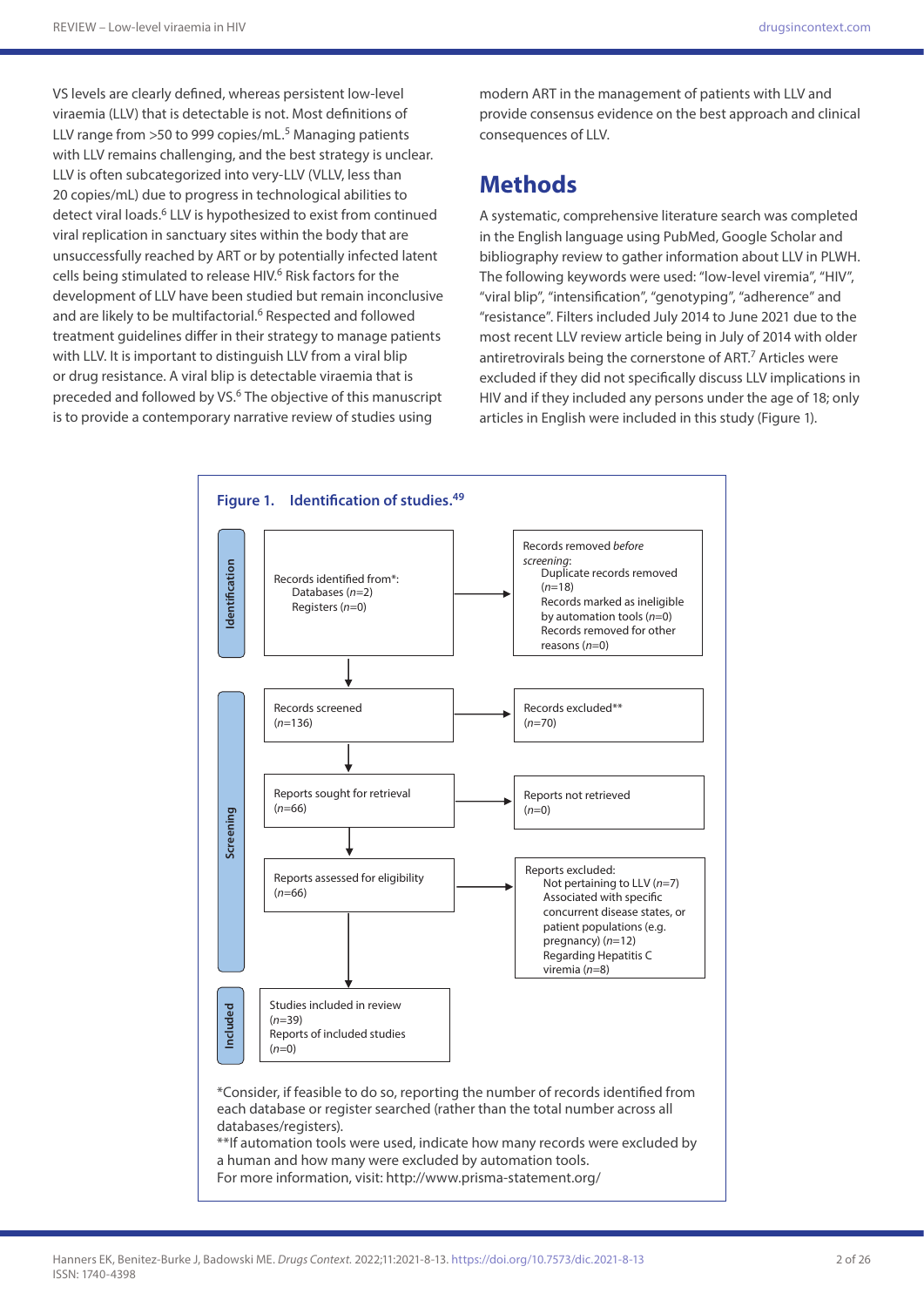VS levels are clearly defined, whereas persistent low-level viraemia (LLV) that is detectable is not. Most definitions of LLV range from >50 to 999 copies/mL.[5] Managing patients with LLV remains challenging, and the best strategy is unclear. LLV is often subcategorized into very-LLV (VLLV, less than 20 copies/mL) due to progress in technological abilities to detect viral loads.[6] LLV is hypothesized to exist from continued viral replication in sanctuary sites within the body that are unsuccessfully reached by ART or by potentially infected latent cells being stimulated to release HIV.[6] Risk factors for the development of LLV have been studied but remain inconclusive and are likely to be multifactorial.[6] Respected and followed treatment guidelines differ in their strategy to manage patients with LLV. It is important to distinguish LLV from a viral blip or drug resistance. A viral blip is detectable viraemia that is preceded and followed by VS.[6] The objective of this manuscript is to provide a contemporary narrative review of studies using modern ART in the management of patients with LLV and provide consensus evidence on the best approach and clinical consequences of LLV.

# Methods

A systematic, comprehensive literature search was completed in the English language using PubMed, Google Scholar and bibliography review to gather information about LLV in PLWH. The following keywords were used: "low-level viremia", "HIV", "viral blip", "intensification", "genotyping", "adherence" and "resistance". Filters included July 2014 to June 2021 due to the most recent LLV review article being in July of 2014 with older antiretrovirals being the cornerstone of ART.[7] Articles were excluded if they did not specifically discuss LLV implications in HIV and if they included any persons under the age of 18; only articles in English were included in this study (Figure 1).

**Figure 1. Identification of studies.**[49]

**Identification**

- Records identified from*:
  - Databases (*n*=2)
  - Registers (*n*=0)
- → Records removed *before screening*:
  - Duplicate records removed (*n*=18)
  - Records marked as ineligible by automation tools (*n*=0)
  - Records removed for other reasons (*n*=0)

**Screening**

- Records screened (*n*=136) → Records excluded** (*n*=70)
- Reports sought for retrieval (*n*=66) → Reports not retrieved (*n*=0)
- Reports assessed for eligibility (*n*=66) → Reports excluded:
  - Not pertaining to LLV (*n*=7)
  - Associated with specific concurrent disease states, or patient populations (e.g. pregnancy) (*n*=12)
  - Regarding Hepatitis C viremia (*n*=8)

**Included**

- Studies included in review (*n*=39)
- Reports of included studies (*n*=0)

*Consider, if feasible to do so, reporting the number of records identified from each database or register searched (rather than the total number across all databases/registers).
**If automation tools were used, indicate how many records were excluded by a human and how many were excluded by automation tools.
For more information, visit: http://www.prisma-statement.org/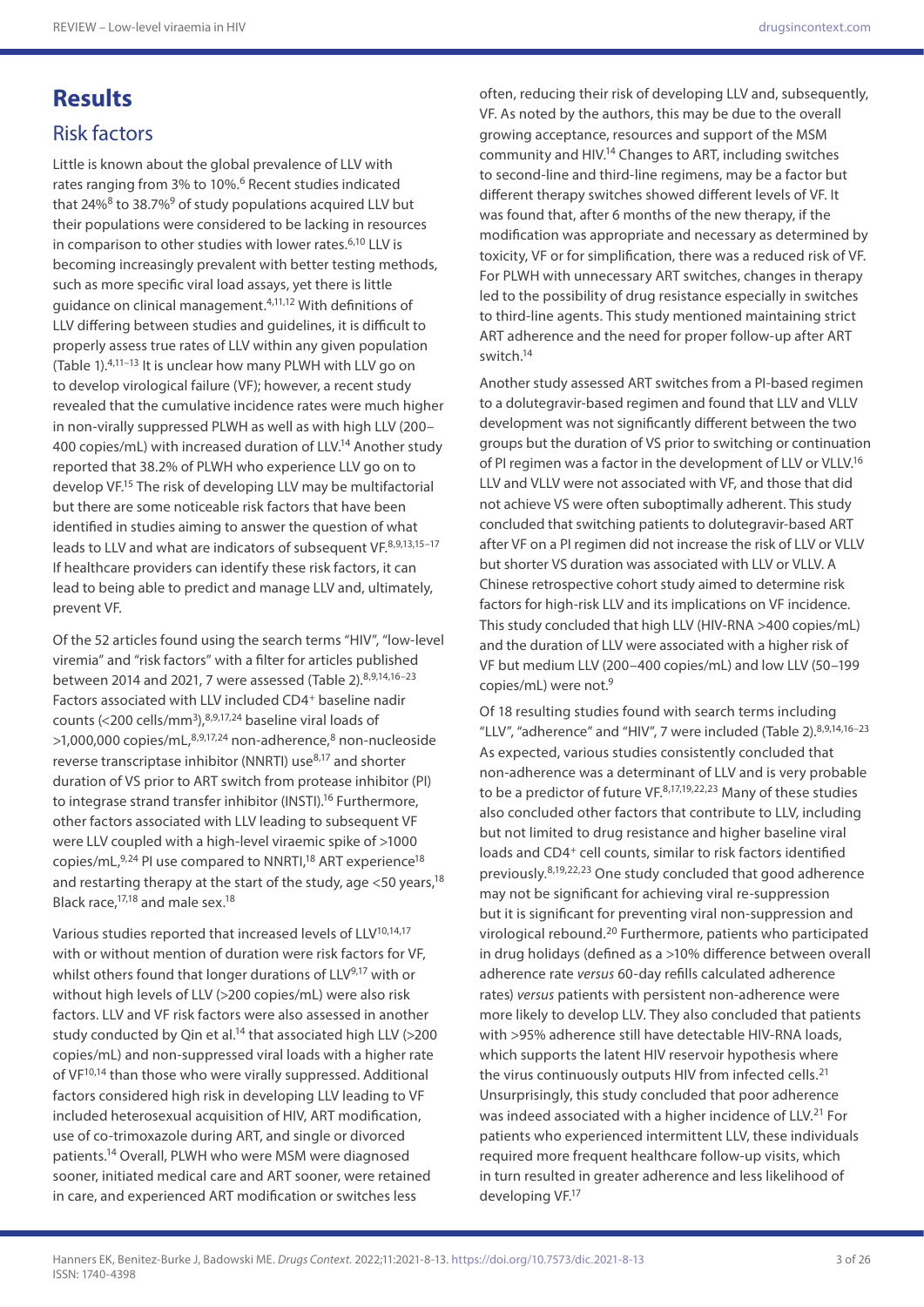# Results

## Risk factors

Little is known about the global prevalence of LLV with rates ranging from 3% to 10%.[6] Recent studies indicated that 24%[8] to 38.7%[9] of study populations acquired LLV but their populations were considered to be lacking in resources in comparison to other studies with lower rates.[6,10] LLV is becoming increasingly prevalent with better testing methods, such as more specific viral load assays, yet there is little guidance on clinical management.[4,11,12] With definitions of LLV differing between studies and guidelines, it is difficult to properly assess true rates of LLV within any given population (Table 1).[4,11–13] It is unclear how many PLWH with LLV go on to develop virological failure (VF); however, a recent study revealed that the cumulative incidence rates were much higher in non-virally suppressed PLWH as well as with high LLV (200–400 copies/mL) with increased duration of LLV.[14] Another study reported that 38.2% of PLWH who experience LLV go on to develop VF.[15] The risk of developing LLV may be multifactorial but there are some noticeable risk factors that have been identified in studies aiming to answer the question of what leads to LLV and what are indicators of subsequent VF.[8,9,13,15–17] If healthcare providers can identify these risk factors, it can lead to being able to predict and manage LLV and, ultimately, prevent VF.

Of the 52 articles found using the search terms "HIV", "low-level viremia" and "risk factors" with a filter for articles published between 2014 and 2021, 7 were assessed (Table 2).[8,9,14,16–23] Factors associated with LLV included CD4$^+$ baseline nadir counts (<200 cells/mm$^3$),[8,9,17,24] baseline viral loads of >1,000,000 copies/mL,[8,9,17,24] non-adherence,[8] non-nucleoside reverse transcriptase inhibitor (NNRTI) use[8,17] and shorter duration of VS prior to ART switch from protease inhibitor (PI) to integrase strand transfer inhibitor (INSTI).[16] Furthermore, other factors associated with LLV leading to subsequent VF were LLV coupled with a high-level viraemic spike of >1000 copies/mL,[9,24] PI use compared to NNRTI,[18] ART experience[18] and restarting therapy at the start of the study, age <50 years,[18] Black race,[17,18] and male sex.[18]

Various studies reported that increased levels of LLV[10,14,17] with or without mention of duration were risk factors for VF, whilst others found that longer durations of LLV[9,17] with or without high levels of LLV (>200 copies/mL) were also risk factors. LLV and VF risk factors were also assessed in another study conducted by Qin et al.[14] that associated high LLV (>200 copies/mL) and non-suppressed viral loads with a higher rate of VF[10,14] than those who were virally suppressed. Additional factors considered high risk in developing LLV leading to VF included heterosexual acquisition of HIV, ART modification, use of co-trimoxazole during ART, and single or divorced patients.[14] Overall, PLWH who were MSM were diagnosed sooner, initiated medical care and ART sooner, were retained in care, and experienced ART modification or switches less often, reducing their risk of developing LLV and, subsequently, VF. As noted by the authors, this may be due to the overall growing acceptance, resources and support of the MSM community and HIV.[14] Changes to ART, including switches to second-line and third-line regimens, may be a factor but different therapy switches showed different levels of VF. It was found that, after 6 months of the new therapy, if the modification was appropriate and necessary as determined by toxicity, VF or for simplification, there was a reduced risk of VF. For PLWH with unnecessary ART switches, changes in therapy led to the possibility of drug resistance especially in switches to third-line agents. This study mentioned maintaining strict ART adherence and the need for proper follow-up after ART switch.[14]

Another study assessed ART switches from a PI-based regimen to a dolutegravir-based regimen and found that LLV and VLLV development was not significantly different between the two groups but the duration of VS prior to switching or continuation of PI regimen was a factor in the development of LLV or VLLV.[16] LLV and VLLV were not associated with VF, and those that did not achieve VS were often suboptimally adherent. This study concluded that switching patients to dolutegravir-based ART after VF on a PI regimen did not increase the risk of LLV or VLLV but shorter VS duration was associated with LLV or VLLV. A Chinese retrospective cohort study aimed to determine risk factors for high-risk LLV and its implications on VF incidence. This study concluded that high LLV (HIV-RNA >400 copies/mL) and the duration of LLV were associated with a higher risk of VF but medium LLV (200–400 copies/mL) and low LLV (50–199 copies/mL) were not.[9]

Of 18 resulting studies found with search terms including "LLV", "adherence" and "HIV", 7 were included (Table 2).[8,9,14,16–23] As expected, various studies consistently concluded that non-adherence was a determinant of LLV and is very probable to be a predictor of future VF.[8,17,19,22,23] Many of these studies also concluded other factors that contribute to LLV, including but not limited to drug resistance and higher baseline viral loads and CD4$^+$ cell counts, similar to risk factors identified previously.[8,19,22,23] One study concluded that good adherence may not be significant for achieving viral re-suppression but it is significant for preventing viral non-suppression and virological rebound.[20] Furthermore, patients who participated in drug holidays (defined as a >10% difference between overall adherence rate *versus* 60-day refills calculated adherence rates) *versus* patients with persistent non-adherence were more likely to develop LLV. They also concluded that patients with >95% adherence still have detectable HIV-RNA loads, which supports the latent HIV reservoir hypothesis where the virus continuously outputs HIV from infected cells.[21] Unsurprisingly, this study concluded that poor adherence was indeed associated with a higher incidence of LLV.[21] For patients who experienced intermittent LLV, these individuals required more frequent healthcare follow-up visits, which in turn resulted in greater adherence and less likelihood of developing VF.[17]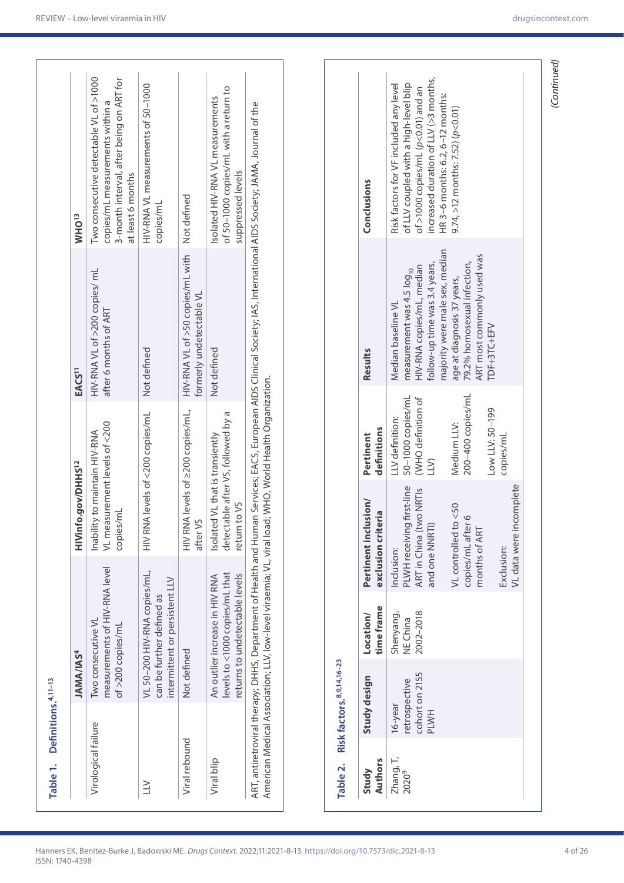**Table 1. Definitions.[4,11–13]**

| | JAMA/IAS[4] | HIVinfo.gov/DHHS[12] | EACS[11] | WHO[13] |
|---|---|---|---|---|
| Virological failure | Two consecutive VL measurements of HIV-RNA level of >200 copies/mL | Inability to maintain HIV-RNA VL measurement levels of <200 copies/mL | HIV-RNA VL of >200 copies/ mL after 6 months of ART | Two consecutive detectable VL of >1000 copies/mL measurements within a 3-month interval, after being on ART for at least 6 months |
| LLV | VL 50–200 HIV-RNA copies/mL, can be further defined as intermittent or persistent LLV | HIV RNA levels of <200 copies/mL | Not defined | HIV-RNA VL measurements of 50–1000 copies/mL |
| Viral rebound | Not defined | HIV RNA levels of ≥200 copies/mL, after VS | HIV-RNA VL of >50 copies/mL with formerly undetectable VL | Not defined |
| Viral blip | An outlier increase in HIV RNA levels to <1000 copies/mL that returns to undetectable levels | Isolated VL that is transiently detectable after VS, followed by a return to VS | Not defined | Isolated HIV-RNA VL measurements of 50–1000 copies/mL with a return to suppressed levels |

ART, antiretroviral therapy; DHHS, Department of Health and Human Services; EACS, European AIDS Clinical Society; IAS, International AIDS Society; JAMA, Journal of the American Medical Association; LLV, low-level viraemia; VL, viral load; WHO, World Health Organization.

**Table 2. Risk factors.[8,9,14,16–23]**

| Study Authors | Study design | Location/ time frame | Pertinent inclusion/ exclusion criteria | Pertinent definitions | Results | Conclusions |
|---|---|---|---|---|---|---|
| Zhang, T, 2020[9] | 16-year retrospective cohort on 2155 PLWH | Shenyang, NE China 2002–2018 | Inclusion: PLWH receiving first-line ART in China (two NRTIs and one NNRTI)<br><br>VL controlled to <50 copies/mL after 6 months of ART<br><br>Exclusion: VL data were incomplete | LLV definition: 50–1000 copies/mL (WHO definition of LLV)<br><br>Medium LLV: 200–400 copies/mL<br><br>Low LLV: 50–199 copies/mL | Median baseline VL measurement was 4.5 $\log_{10}$ HIV-RNA copies/mL, median follow-up time was 3.4 years, majority were male sex, median age at diagnosis 37 years, 79.2% homosexual infection, ART most commonly used was TDF+3TC+EFV | Risk factors for VF included any level of LLV coupled with a high-level blip of >1000 copies/mL ($p<0.01$) and an increased duration of LLV (>3 months, HR 3–6 months: 6.2, 6–12 months: 9.74, >12 months: 7.52) ($p<0.01$) |

*(Continued)*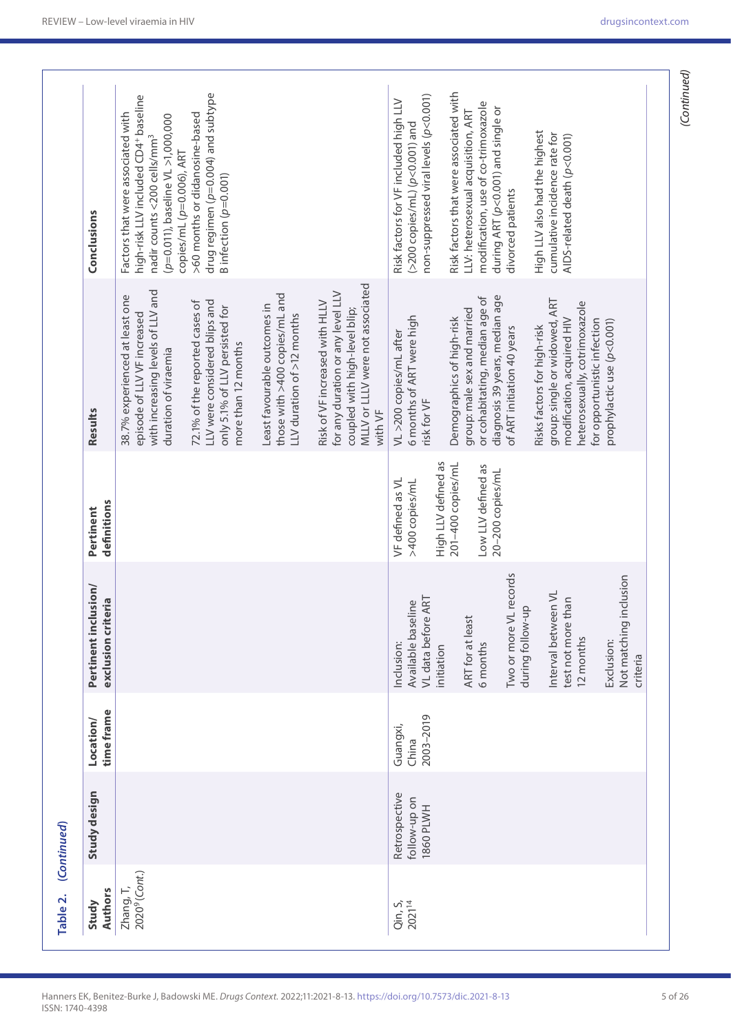**Table 2.** *(Continued)*

| Study Authors | Study design | Location/ time frame | Pertinent inclusion/ exclusion criteria | Pertinent definitions | Results | Conclusions |
|---|---|---|---|---|---|---|
| Zhang, T, 2020[9] (*Cont.*) | | | | | 38.7% experienced at least one episode of LLV VF increased with increasing levels of LLV and duration of viraemia<br><br>72.1% of the reported cases of LLV were considered blips and only 5.1% of LLV persisted for more than 12 months<br><br>Least favourable outcomes in those with >400 copies/mL and LLV duration of >12 months<br><br>Risk of VF increased with HLLV for any duration or any level LLV coupled with high-level blip; MLLV or LLLV were not associated with VF | Factors that were associated with high-risk LLV included CD4+ baseline nadir counts <200 cells/mm³ ($p$=0.011), baseline VL >1,000,000 copies/mL ($p$=0.006), ART >60 months or didanosine-based drug regimen ($p$=0.004) and subtype B infection ($p$<0.001) |
| Qin, S, 2021[14] | Retrospective follow-up on 1860 PLWH | Guangxi, China<br>2003–2019 | Inclusion:<br>Available baseline VL data before ART initiation<br><br>ART for at least 6 months<br><br>Two or more VL records during follow-up<br><br>Interval between VL test not more than 12 months<br><br>Exclusion:<br>Not matching inclusion criteria | VF defined as VL >400 copies/mL<br><br>High LLV defined as 201–400 copies/mL<br><br>Low LLV defined as 20–200 copies/mL | VL >200 copies/mL after 6 months of ART were high risk for VF<br><br>Demographics of high-risk group: male sex and married or cohabitating, median age of diagnosis 39 years, median age of ART initiation 40 years<br><br>Risks factors for high-risk group: single or widowed, ART modification, acquired HIV heterosexually, cotrimoxazole for opportunistic infection prophylactic use ($p$<0.001) | Risk factors for VF included high LLV (>200 copies/mL) ($p$<0.001) and non-suppressed viral levels ($p$<0.001)<br><br>Risk factors that were associated with LLV: heterosexual acquisition, ART modification, use of co-trimoxazole during ART ($p$<0.001) and single or divorced patients<br><br>High LLV also had the highest cumulative incidence rate for AIDS-related death ($p$<0.001) |

*(Continued)*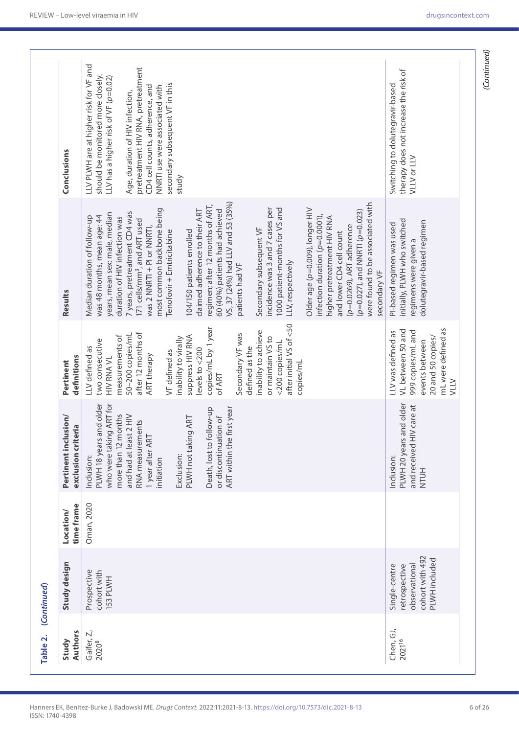**Table 2. (Continued)**

| Study Authors | Study design | Location/ time frame | Pertinent inclusion/ exclusion criteria | Pertinent definitions | Results | Conclusions |
|---|---|---|---|---|---|---|
| Gaifer, Z, 2020[8] | Prospective cohort with 153 PLWH | Oman, 2020 | Inclusion: PLWH 18 years and older who were taking ART for more than 12 months and had at least 2 HIV RNA measurements 1 year after ART initiation<br><br>Exclusion: PLWH not taking ART<br><br>Death, lost to follow-up or discontinuation of ART within the first year | LLV defined as two consecutive HIV RNA VL measurements of 50–200 copies/mL after 12 months of ART therapy<br><br>VF defined as inability to virally suppress HIV RNA levels to <200 copies/mL by 1 year of ART<br><br>Secondary VF was defined as the inability to achieve or maintain VS to <200 copies/mL after initial VS of <50 copies/mL | Median duration of follow-up was 48 months, mean age: 44 years, mean sex: male, median duration of HIV infection was 7 years, pretreatment CD4 was 171 cells/mm$^3$, and ART used was 2 NNRTI + PI or NNRTI, most common backbone being Tenofovir + Emtricitabine<br><br>104/150 patients enrolled claimed adherence to their ART regimen; after 12 months of ART, 60 (40%) patients had achieved VS, 37 (24%) had LLV and 53 (35%) patients had VF<br><br>Secondary subsequent VF incidence was 3 and 7 cases per 1000 patient-months for VS and LLV, respectively<br><br>Older age ($p$=0.009), longer HIV infection duration ($p$=0.0001), higher pretreatment HIV RNA and lower CD4 cell count ($p$=0.0269), ART adherence ($p$=0.027), and NNRTI ($p$=0.023) were found to be associated with secondary VF | LLV PLWH are at higher risk for VF and should be monitored more closely. LLV has a higher risk of VF ($p$=0.02)<br><br>Age, duration of HIV infection, pretreatment HIV RNA, pretreatment CD4 cell counts, adherence, and NNRTI use were associated with secondary subsequent VF in this study |
| Chen, GJ, 2021[16] | Single-centre retrospective observational cohort with 492 PLWH included | | Inclusion: PLWH 20 years and older and received HIV care at NTUH | LLV was defined as VL between 50 and 999 copies/mL and events between 20 and 50 copies/mL were defined as VLLV | PI-based regimen was used initially, PLWH who switched regimens were given a dolutegravir-based regimen | Switching to dolutegravir-based therapy does not increase the risk of VLLV or LLV |

*(Continued)*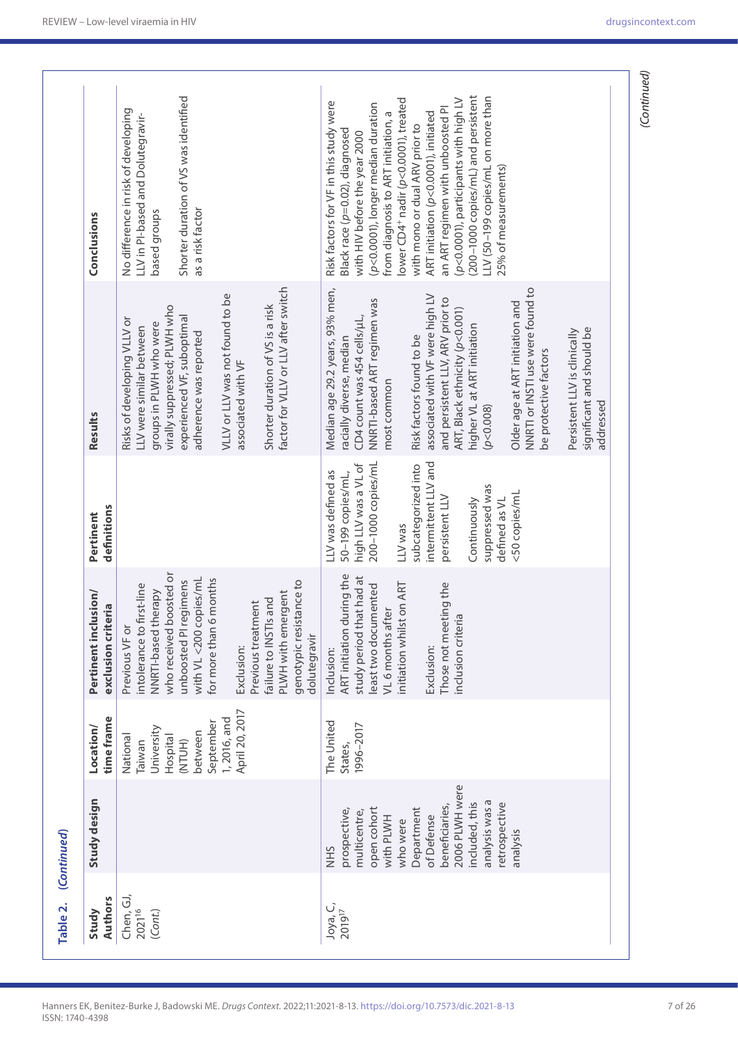**Table 2.** *(Continued)*

| Study Authors | Study design | Location/ time frame | Pertinent inclusion/ exclusion criteria | Pertinent definitions | Results | Conclusions |
|---|---|---|---|---|---|---|
| Chen, GJ, 2021[16] (Cont.) | | National Taiwan University Hospital (NTUH) between September 1, 2016, and April 20, 2017 | Previous VF or intolerance to first-line NNRTI-based therapy who received boosted or unboosted PI regimens with VL <200 copies/mL for more than 6 months<br><br>Exclusion:<br>Previous treatment failure to INSTIs and PLWH with emergent genotypic resistance to dolutegravir | | Risks of developing VLLV or LLV were similar between groups in PLWH who were virally suppressed; PLWH who experienced VF, suboptimal adherence was reported<br><br>VLLV or LLV was not found to be associated with VF<br><br>Shorter duration of VS is a risk factor for VLLV or LLV after switch | No difference in risk of developing LLV in PI-based and Dolutegravir-based groups<br><br>Shorter duration of VS was identified as a risk factor |
| Joya, C, 2019[17] | NHS prospective, multicentre, open cohort with PLWH who were Department of Defense beneficiaries, 2006 PLWH were included, this analysis was a retrospective analysis | The United States, 1996–2017 | Inclusion:<br>ART initiation during the study period that had at least two documented VL 6 months after initiation whilst on ART<br><br>Exclusion:<br>Those not meeting the inclusion criteria | LLV was defined as 50–199 copies/mL, high LLV was a VL of 200–1000 copies/mL<br><br>LLV was subcategorized into intermittent LLV and persistent LLV<br><br>Continuously suppressed was defined as VL <50 copies/mL | Median age 29.2 years, 93% men, racially diverse, median CD4 count was 454 cells/µL, NNRTI-based ART regimen was most common<br><br>Risk factors found to be associated with VF were high LV and persistent LLV, ARV prior to ART, Black ethnicity ($p$<0.001) higher VL at ART initiation ($p$<0.008)<br><br>Older age at ART initiation and NNRTI or INSTI use were found to be protective factors<br><br>Persistent LLV is clinically significant and should be addressed | Risk factors for VF in this study were Black race ($p$=0.02), diagnosed with HIV before the year 2000 ($p$<0.0001), longer median duration from diagnosis to ART initiation, a lower CD4+ nadir ($p$<0.0001), treated with mono or dual ARV prior to ART initiation ($p$<0.0001), initiated an ART regimen with unboosted PI ($p$<0.0001), participants with high LV (200–1000 copies/mL) and persistent LLV (50–199 copies/mL on more than 25% of measurements) |

*(Continued)*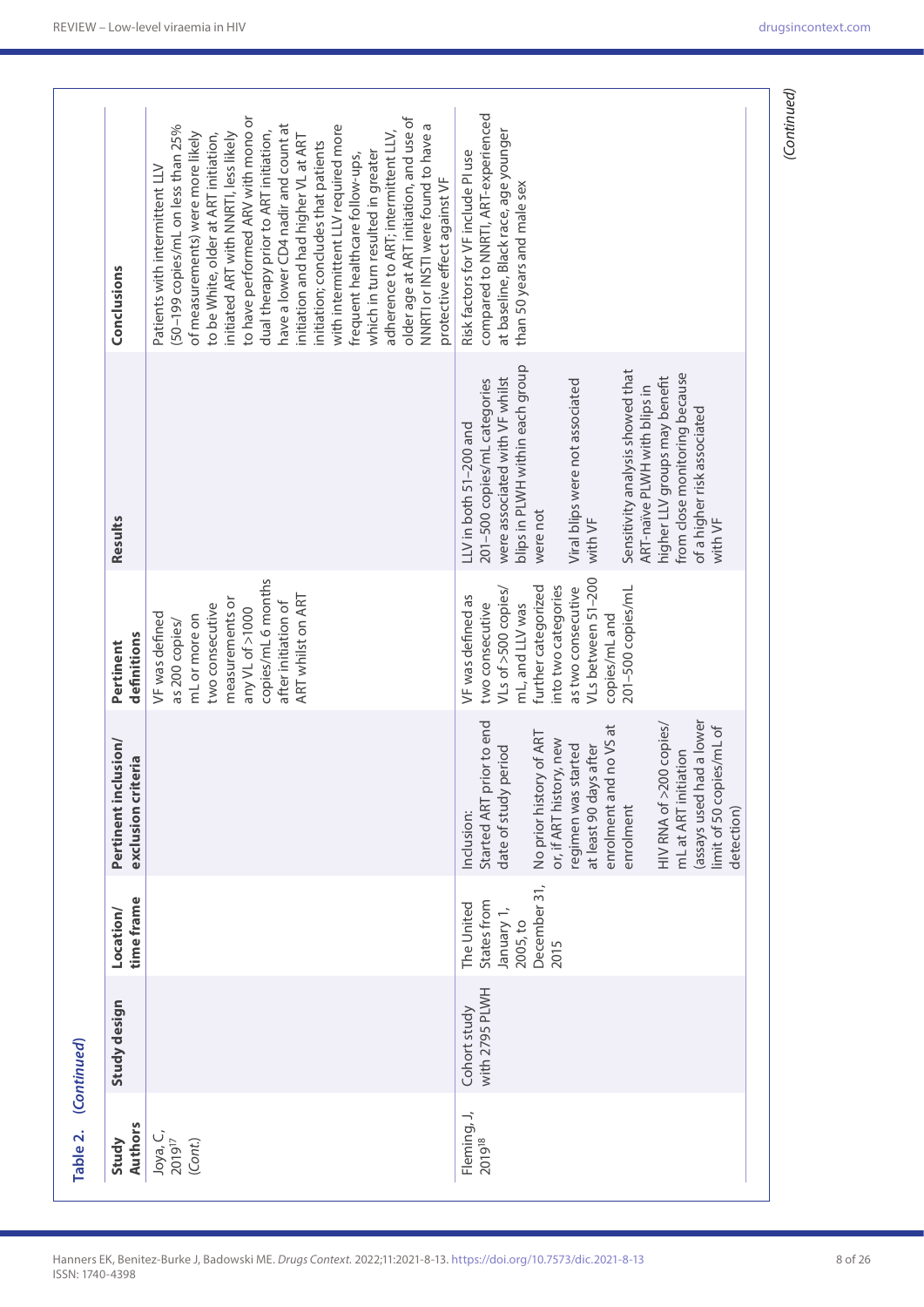**Table 2.** *(Continued)*

| Study Authors | Study design | Location/ time frame | Pertinent inclusion/ exclusion criteria | Pertinent definitions | Results | Conclusions |
|---|---|---|---|---|---|---|
| Joya, C., 2019[17] (Cont.) | | | | VF was defined as 200 copies/ mL or more on two consecutive measurements or any VL of >1000 copies/mL 6 months after initiation of ART whilst on ART | | Patients with intermittent LLV (50–199 copies/mL on less than 25% of measurements) were more likely to be White, older at ART initiation, initiated ART with NNRTI, less likely to have performed ARV with mono or dual therapy prior to ART initiation, have a lower CD4 nadir and count at initiation and had higher VL at ART initiation; concludes that patients with intermittent LLV required more frequent healthcare follow-ups, which in turn resulted in greater adherence to ART; intermittent LLV, older age at ART initiation, and use of NNRTI or INSTI were found to have a protective effect against VF |
| Fleming, J., 2019[18] | Cohort study with 2795 PLWH | The United States from January 1, 2005, to December 31, 2015 | Inclusion:<br><br>Started ART prior to end date of study period<br><br>No prior history of ART or, if ART history, new regimen was started at least 90 days after enrolment and no VS at enrolment<br><br>HIV RNA of >200 copies/ mL at ART initiation (assays used had a lower limit of 50 copies/mL of detection) | VF was defined as two consecutive VLs of >500 copies/ mL, and LLV was further categorized into two categories as two consecutive VLs between 51–200 copies/mL and 201–500 copies/mL | LLV in both 51–200 and 201–500 copies/mL categories were associated with VF whilst blips in PLWH within each group were not<br><br>Viral blips were not associated with VF<br><br>Sensitivity analysis showed that ART-naïve PLWH with blips in higher LLV groups may benefit from close monitoring because of a higher risk associated with VF | Risk factors for VF include PI use compared to NNRTI, ART-experienced at baseline, Black race, age younger than 50 years and male sex |

*(Continued)*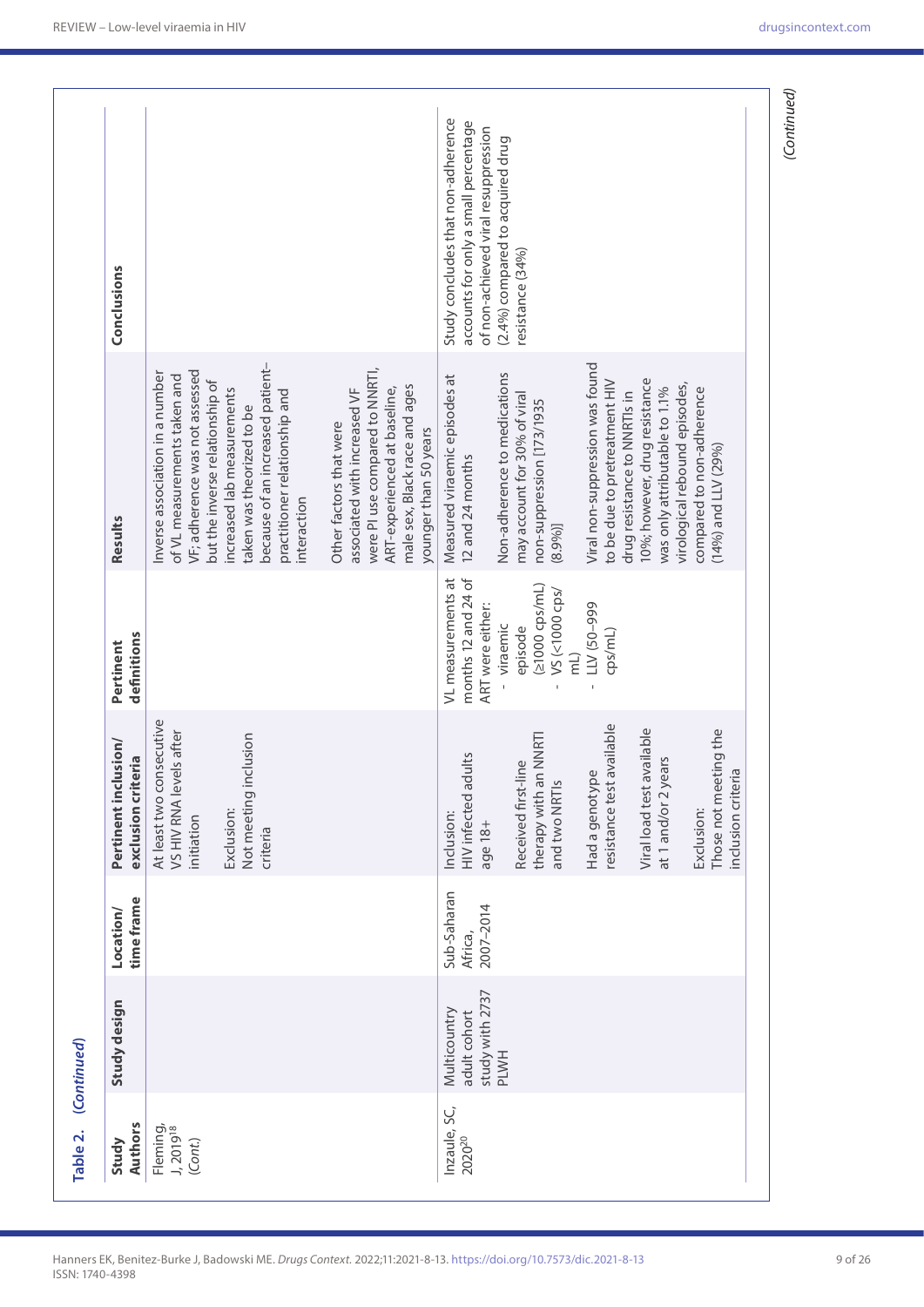**Table 2.** *(Continued)*

| Study Authors | Study design | Location/ time frame | Pertinent inclusion/ exclusion criteria | Pertinent definitions | Results | Conclusions |
|---|---|---|---|---|---|---|
| Fleming, J, 2019[18] (Cont.) | | | At least two consecutive VS HIV RNA levels after initiation<br><br>Exclusion:<br>Not meeting inclusion criteria | | Inverse association in a number of VL measurements taken and VF; adherence was not assessed but the inverse relationship of increased lab measurements taken was theorized to be because of an increased patient–practitioner relationship and interaction<br><br>Other factors that were associated with increased VF were PI use compared to NNRTI, ART-experienced at baseline, male sex, Black race and ages younger than 50 years | |
| Inzaule, SC, 2020[20] | Multicountry adult cohort study with 2737 PLWH | Sub-Saharan Africa, 2007–2014 | Inclusion:<br>HIV infected adults age 18+<br><br>Received first-line therapy with an NNRTI and two NRTIs<br><br>Had a genotype resistance test available<br><br>Viral load test available at 1 and/or 2 years<br><br>Exclusion:<br>Those not meeting the inclusion criteria | VL measurements at months 12 and 24 of ART were either:<br>- viraemic episode (≥1000 cps/mL)<br>- VS (<1000 cps/mL)<br>- LLV (50–999 cps/mL) | Measured viraemic episodes at 12 and 24 months<br><br>Non-adherence to medications may account for 30% of viral non-suppression [173/1935 (8.9%)]<br><br>Viral non-suppression was found to be due to pretreatment HIV drug resistance to NNRTIs in 10%; however, drug resistance was only attributable to 1.1% virological rebound episodes, compared to non-adherence (14%) and LLV (29%) | Study concludes that non-adherence accounts for only a small percentage of non-achieved viral resuppression (2.4%) compared to acquired drug resistance (34%) |

*(Continued)*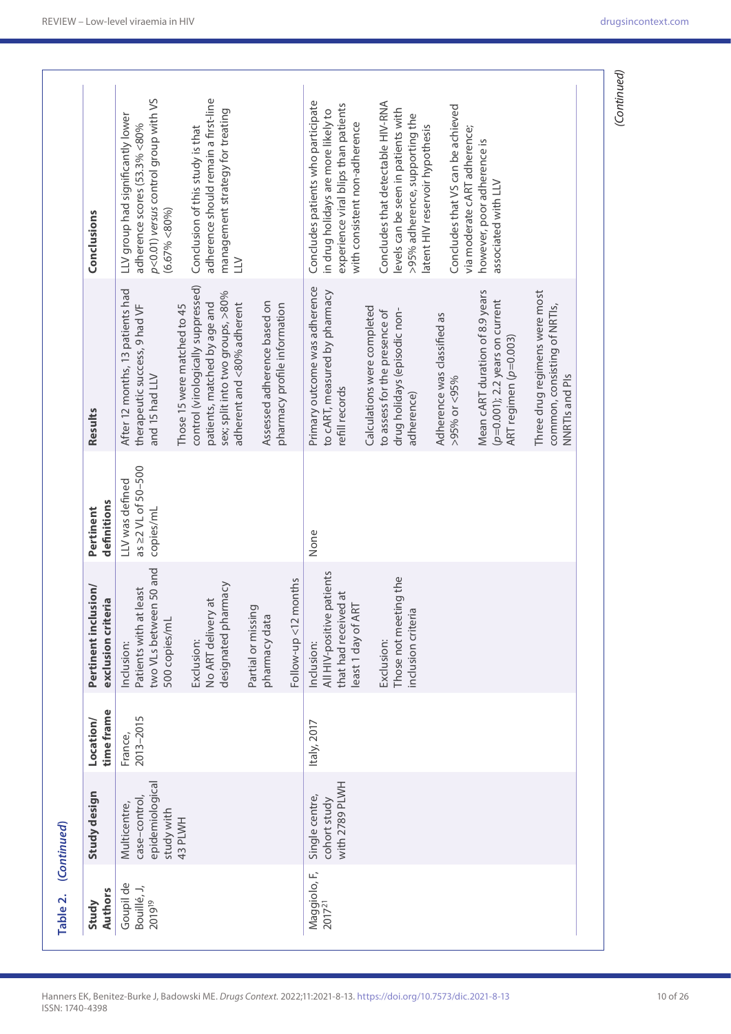**Table 2.** *(Continued)*

| Study Authors | Study design | Location/ time frame | Pertinent inclusion/ exclusion criteria | Pertinent definitions | Results | Conclusions |
|---|---|---|---|---|---|---|
| Goupil de Bouillé, J, 2019[19] | Multicentre, case–control, epidemiological study with 43 PLWH | France, 2013–2015 | Inclusion: Patients with at least two VLs between 50 and 500 copies/mL<br><br>Exclusion: No ART delivery at designated pharmacy<br><br>Partial or missing pharmacy data<br><br>Follow-up <12 months | LLV was defined as ≥2 VL of 50–500 copies/mL | After 12 months, 13 patients had therapeutic success, 9 had VF and 15 had LLV<br><br>Those 15 were matched to 45 control (virologically suppressed) patients, matched by age and sex; split into two groups, >80% adherent and <80% adherent<br><br>Assessed adherence based on pharmacy profile information | LLV group had significantly lower adherence scores (53.3% <80% $p<0.01$) *versus* control group with VS (6.67% <80%)<br><br>Conclusion of this study is that adherence should remain a first-line management strategy for treating LLV |
| Maggiolo, F, 2017[21] | Single centre, cohort study with 2789 PLWH | Italy, 2017 | Inclusion: All HIV-positive patients that had received at least 1 day of ART<br><br>Exclusion: Those not meeting the inclusion criteria | None | Primary outcome was adherence to cART, measured by pharmacy refill records<br><br>Calculations were completed to assess for the presence of drug holidays (episodic non-adherence)<br><br>Adherence was classified as >95% or <95%<br><br>Mean cART duration of 8.9 years ($p=0.001$); 2.2 years on current ART regimen ($p=0.003$)<br><br>Three drug regimens were most common, consisting of NRTIs, NNRTIs and PIs | Concludes patients who participate in drug holidays are more likely to experience viral blips than patients with consistent non-adherence<br><br>Concludes that detectable HIV-RNA levels can be seen in patients with >95% adherence, supporting the latent HIV reservoir hypothesis<br><br>Concludes that VS can be achieved via moderate cART adherence; however, poor adherence is associated with LLV |

*(Continued)*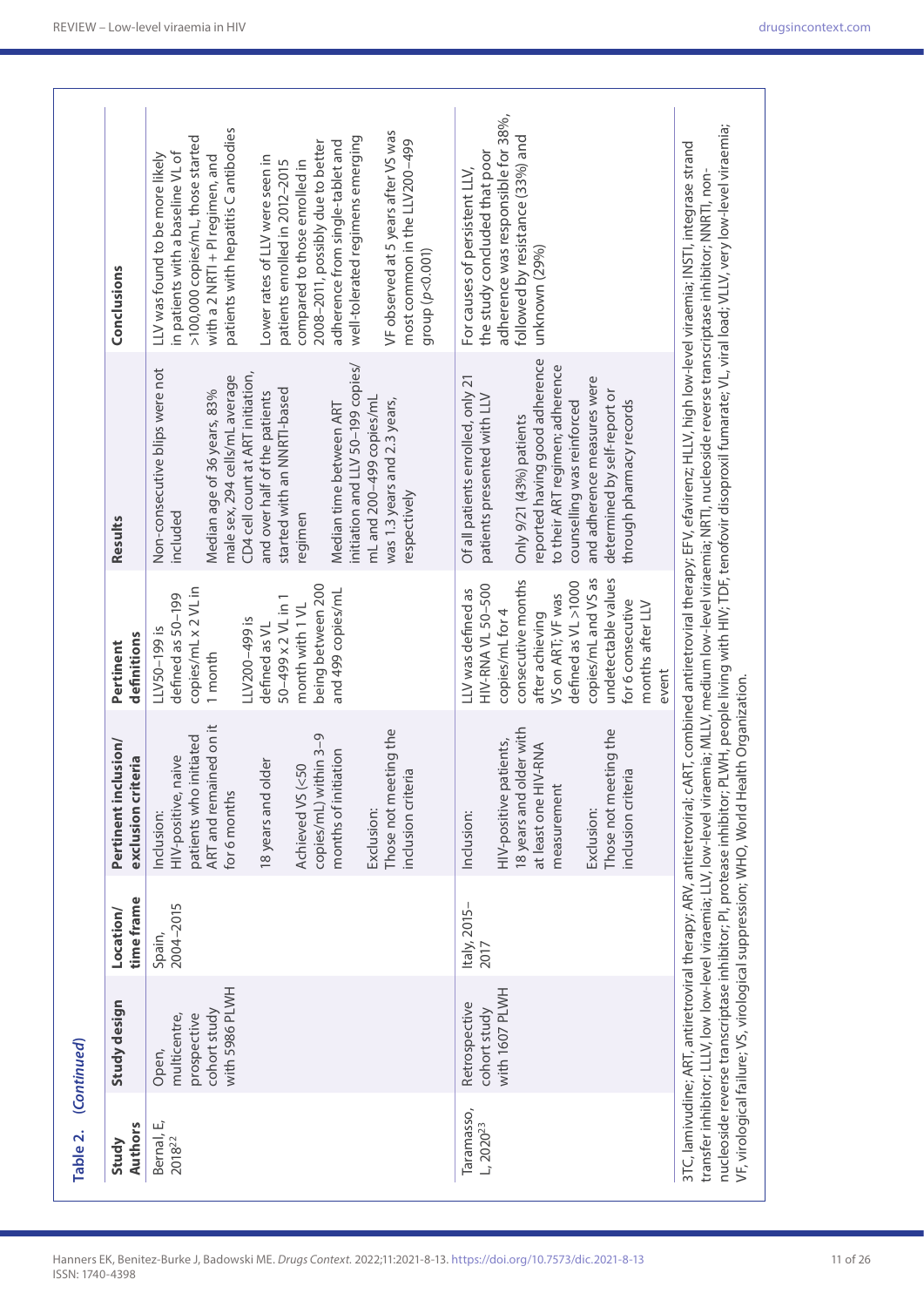**Table 2.** *(Continued)*

| Study Authors | Study design | Location/ time frame | Pertinent inclusion/ exclusion criteria | Pertinent definitions | Results | Conclusions |
|---|---|---|---|---|---|---|
| Bernal, E, 2018[22] | Open, multicentre, prospective cohort study with 5986 PLWH | Spain, 2004–2015 | Inclusion: HIV-positive, naive patients who initiated ART and remained on it for 6 months<br><br>18 years and older<br><br>Achieved VS (<50 copies/mL) within 3–9 months of initiation<br><br>Exclusion: Those not meeting the inclusion criteria | LLV50–199 is defined as 50–199 copies/mL x 2 VL in 1 month<br><br>LLV200–499 is defined as VL 50–499 x 2 VL in 1 month with 1 VL being between 200 and 499 copies/mL | Non-consecutive blips were not included<br><br>Median age of 36 years, 83% male sex, 294 cells/mL average CD4 cell count at ART initiation, and over half of the patients started with an NNRTI-based regimen<br><br>Median time between ART initiation and LLV 50–199 copies/mL and 200–499 copies/mL was 1.3 years and 2.3 years, respectively | LLV was found to be more likely in patients with a baseline VL of >100,000 copies/mL, those started with a 2 NRTI + PI regimen, and patients with hepatitis C antibodies<br><br>Lower rates of LLV were seen in patients enrolled in 2012–2015 compared to those enrolled in 2008–2011, possibly due to better adherence from single-tablet and well-tolerated regimens emerging<br><br>VF observed at 5 years after VS was most common in the LLV200–499 group ($p<0.001$) |
| Taramasso, L, 2020[23] | Retrospective cohort study with 1607 PLWH | Italy, 2015–2017 | Inclusion:<br><br>HIV-positive patients, 18 years and older with at least one HIV-RNA measurement<br><br>Exclusion: Those not meeting the inclusion criteria | LLV was defined as HIV-RNA VL 50–500 copies/mL for 4 consecutive months after achieving VS on ART; VF was defined as VL >1000 copies/mL and VS as undetectable values for 6 consecutive months after LLV event | Of all patients enrolled, only 21 patients presented with LLV<br><br>Only 9/21 (43%) patients reported having good adherence to their ART regimen; adherence counselling was reinforced and adherence measures were determined by self-report or through pharmacy records | For causes of persistent LLV, the study concluded that poor adherence was responsible for 38%, followed by resistance (33%) and unknown (29%) |

3TC, lamivudine; ART, antiretroviral therapy; ARV, antiretroviral; cART, combined antiretroviral therapy; EFV, efavirenz; HLLV, high low-level viraemia; INSTI, integrase strand transfer inhibitor; LLLV, low low-level viraemia; LLV, low-level viraemia; MLLV, medium low-level viraemia; NRTI, nucleoside reverse transcriptase inhibitor; NNRTI, non-nucleoside reverse transcriptase inhibitor; PI, protease inhibitor; PLWH, people living with HIV; TDF, tenofovir disoproxil fumarate; VL, viral load; VLLV, very low-level viraemia; VF, virological failure; VS, virological suppression; WHO, World Health Organization.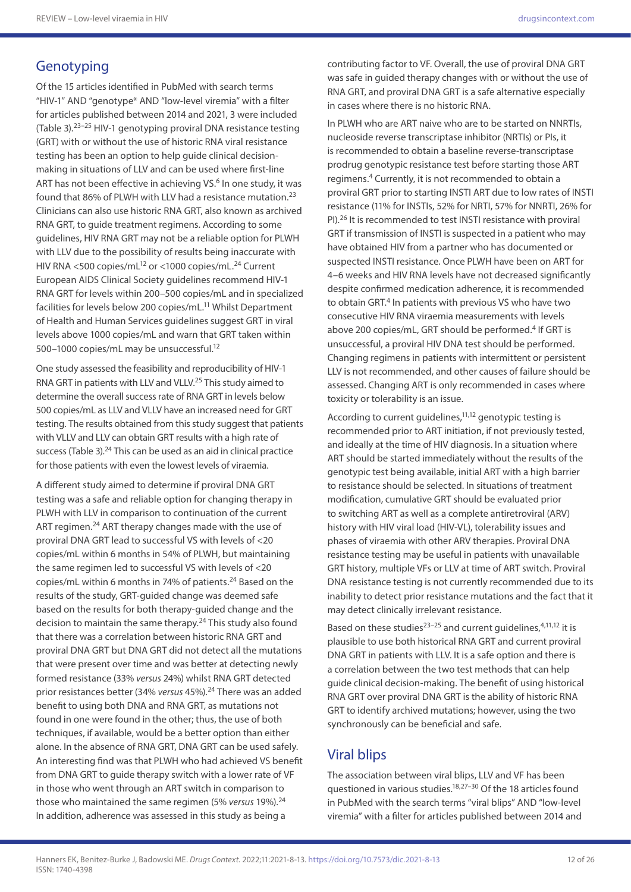## Genotyping

Of the 15 articles identified in PubMed with search terms "HIV-1" AND "genotype* AND "low-level viremia" with a filter for articles published between 2014 and 2021, 3 were included (Table 3).[23–25] HIV-1 genotyping proviral DNA resistance testing (GRT) with or without the use of historic RNA viral resistance testing has been an option to help guide clinical decision-making in situations of LLV and can be used where first-line ART has not been effective in achieving VS.[6] In one study, it was found that 86% of PLWH with LLV had a resistance mutation.[23] Clinicians can also use historic RNA GRT, also known as archived RNA GRT, to guide treatment regimens. According to some guidelines, HIV RNA GRT may not be a reliable option for PLWH with LLV due to the possibility of results being inaccurate with HIV RNA <500 copies/mL[12] or <1000 copies/mL.[24] Current European AIDS Clinical Society guidelines recommend HIV-1 RNA GRT for levels within 200–500 copies/mL and in specialized facilities for levels below 200 copies/mL.[11] Whilst Department of Health and Human Services guidelines suggest GRT in viral levels above 1000 copies/mL and warn that GRT taken within 500–1000 copies/mL may be unsuccessful.[12]

One study assessed the feasibility and reproducibility of HIV-1 RNA GRT in patients with LLV and VLLV.[25] This study aimed to determine the overall success rate of RNA GRT in levels below 500 copies/mL as LLV and VLLV have an increased need for GRT testing. The results obtained from this study suggest that patients with VLLV and LLV can obtain GRT results with a high rate of success (Table 3).[24] This can be used as an aid in clinical practice for those patients with even the lowest levels of viraemia.

A different study aimed to determine if proviral DNA GRT testing was a safe and reliable option for changing therapy in PLWH with LLV in comparison to continuation of the current ART regimen.[24] ART therapy changes made with the use of proviral DNA GRT lead to successful VS with levels of <20 copies/mL within 6 months in 54% of PLWH, but maintaining the same regimen led to successful VS with levels of <20 copies/mL within 6 months in 74% of patients.[24] Based on the results of the study, GRT-guided change was deemed safe based on the results for both therapy-guided change and the decision to maintain the same therapy.[24] This study also found that there was a correlation between historic RNA GRT and proviral DNA GRT but DNA GRT did not detect all the mutations that were present over time and was better at detecting newly formed resistance (33% *versus* 24%) whilst RNA GRT detected prior resistances better (34% *versus* 45%).[24] There was an added benefit to using both DNA and RNA GRT, as mutations not found in one were found in the other; thus, the use of both techniques, if available, would be a better option than either alone. In the absence of RNA GRT, DNA GRT can be used safely. An interesting find was that PLWH who had achieved VS benefit from DNA GRT to guide therapy switch with a lower rate of VF in those who went through an ART switch in comparison to those who maintained the same regimen (5% *versus* 19%).[24] In addition, adherence was assessed in this study as being a contributing factor to VF. Overall, the use of proviral DNA GRT was safe in guided therapy changes with or without the use of RNA GRT, and proviral DNA GRT is a safe alternative especially in cases where there is no historic RNA.

In PLWH who are ART naive who are to be started on NNRTIs, nucleoside reverse transcriptase inhibitor (NRTIs) or PIs, it is recommended to obtain a baseline reverse-transcriptase prodrug genotypic resistance test before starting those ART regimens.[4] Currently, it is not recommended to obtain a proviral GRT prior to starting INSTI ART due to low rates of INSTI resistance (11% for INSTIs, 52% for NRTI, 57% for NNRTI, 26% for PI).[26] It is recommended to test INSTI resistance with proviral GRT if transmission of INSTI is suspected in a patient who may have obtained HIV from a partner who has documented or suspected INSTI resistance. Once PLWH have been on ART for 4–6 weeks and HIV RNA levels have not decreased significantly despite confirmed medication adherence, it is recommended to obtain GRT.[4] In patients with previous VS who have two consecutive HIV RNA viraemia measurements with levels above 200 copies/mL, GRT should be performed.[4] If GRT is unsuccessful, a proviral HIV DNA test should be performed. Changing regimens in patients with intermittent or persistent LLV is not recommended, and other causes of failure should be assessed. Changing ART is only recommended in cases where toxicity or tolerability is an issue.

According to current guidelines,[11,12] genotypic testing is recommended prior to ART initiation, if not previously tested, and ideally at the time of HIV diagnosis. In a situation where ART should be started immediately without the results of the genotypic test being available, initial ART with a high barrier to resistance should be selected. In situations of treatment modification, cumulative GRT should be evaluated prior to switching ART as well as a complete antiretroviral (ARV) history with HIV viral load (HIV-VL), tolerability issues and phases of viraemia with other ARV therapies. Proviral DNA resistance testing may be useful in patients with unavailable GRT history, multiple VFs or LLV at time of ART switch. Proviral DNA resistance testing is not currently recommended due to its inability to detect prior resistance mutations and the fact that it may detect clinically irrelevant resistance.

Based on these studies[23–25] and current guidelines,[4,11,12] it is plausible to use both historical RNA GRT and current proviral DNA GRT in patients with LLV. It is a safe option and there is a correlation between the two test methods that can help guide clinical decision-making. The benefit of using historical RNA GRT over proviral DNA GRT is the ability of historic RNA GRT to identify archived mutations; however, using the two synchronously can be beneficial and safe.

## Viral blips

The association between viral blips, LLV and VF has been questioned in various studies.[18,27–30] Of the 18 articles found in PubMed with the search terms "viral blips" AND "low-level viremia" with a filter for articles published between 2014 and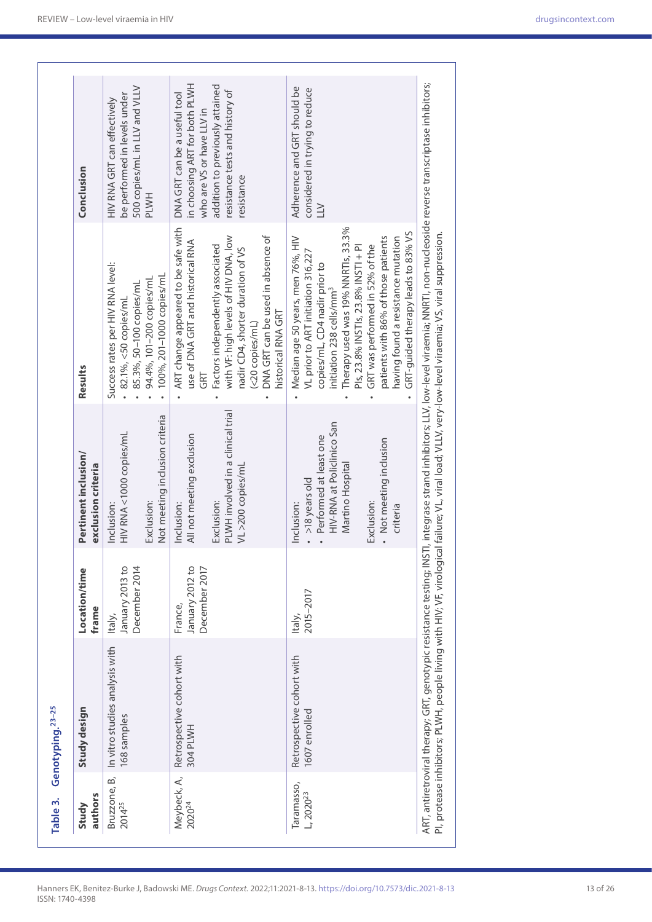**Table 3.** Genotyping.[23–25]

| Study authors | Study design | Location/time frame | Pertinent inclusion/exclusion criteria | Results | Conclusion |
|---|---|---|---|---|---|
| Bruzzone, B, 2014[25] | In vitro studies analysis with 168 samples | Italy, January 2013 to December 2014 | Inclusion: HIV RNA <1000 copies/mL<br><br>Exclusion: Not meeting inclusion criteria | Success rates per HIV RNA level:<br>• 82.1%, <50 copies/mL<br>• 85.3%, 50–100 copies/mL<br>• 94.4%, 101–200 copies/mL<br>• 100%, 201–1000 copies/mL | HIV RNA GRT can effectively be performed in levels under 500 copies/mL in LLV and VLLV PLWH |
| Meybeck, A, 2020[24] | Retrospective cohort with 304 PLWH | France, January 2012 to December 2017 | Inclusion: All not meeting exclusion<br><br>Exclusion: PLWH involved in a clinical trial VL >200 copies/mL | • ART change appeared to be safe with use of DNA GRT and historical RNA GRT<br>• Factors independently associated with VF: high levels of HIV DNA, low nadir CD4, shorter duration of VS (<20 copies/mL)<br>• DNA GRT can be used in absence of historical RNA GRT | DNA GRT can be a useful tool in choosing ART for both PLWH who are VS or have LLV in addition to previously attained resistance tests and history of resistance |
| Taramasso, L, 2020[23] | Retrospective cohort with 1607 enrolled | Italy, 2015–2017 | Inclusion:<br>• >18 years old<br>• Performed at least one HIV-RNA at Policlinico San Martino Hospital<br><br>Exclusion:<br>• Not meeting inclusion criteria | • Median age 50 years, men 76%, HIV VL prior to ART initiation 316,227 copies/mL, CD4 nadir prior to initiation 238 cells/mm$^3$<br>• Therapy used was 19% NNRTIs, 33.3% PIs, 23.8% INSTIs, 23.8% INSTI + PI<br>• GRT was performed in 52% of the patients with 86% of those patients having found a resistance mutation<br>• GRT-guided therapy leads to 83% VS | Adherence and GRT should be considered in trying to reduce LLV |

ART, antiretroviral therapy; GRT, genotypic resistance testing; INSTI, integrase strand inhibitors; LLV, low-level viraemia; NNRTI, non-nucleoside reverse transcriptase inhibitors; PI, protease inhibitors; PLWH, people living with HIV; VF, virological failure; VL, viral load; VLLV, very-low-level viraemia; VS, viral suppression.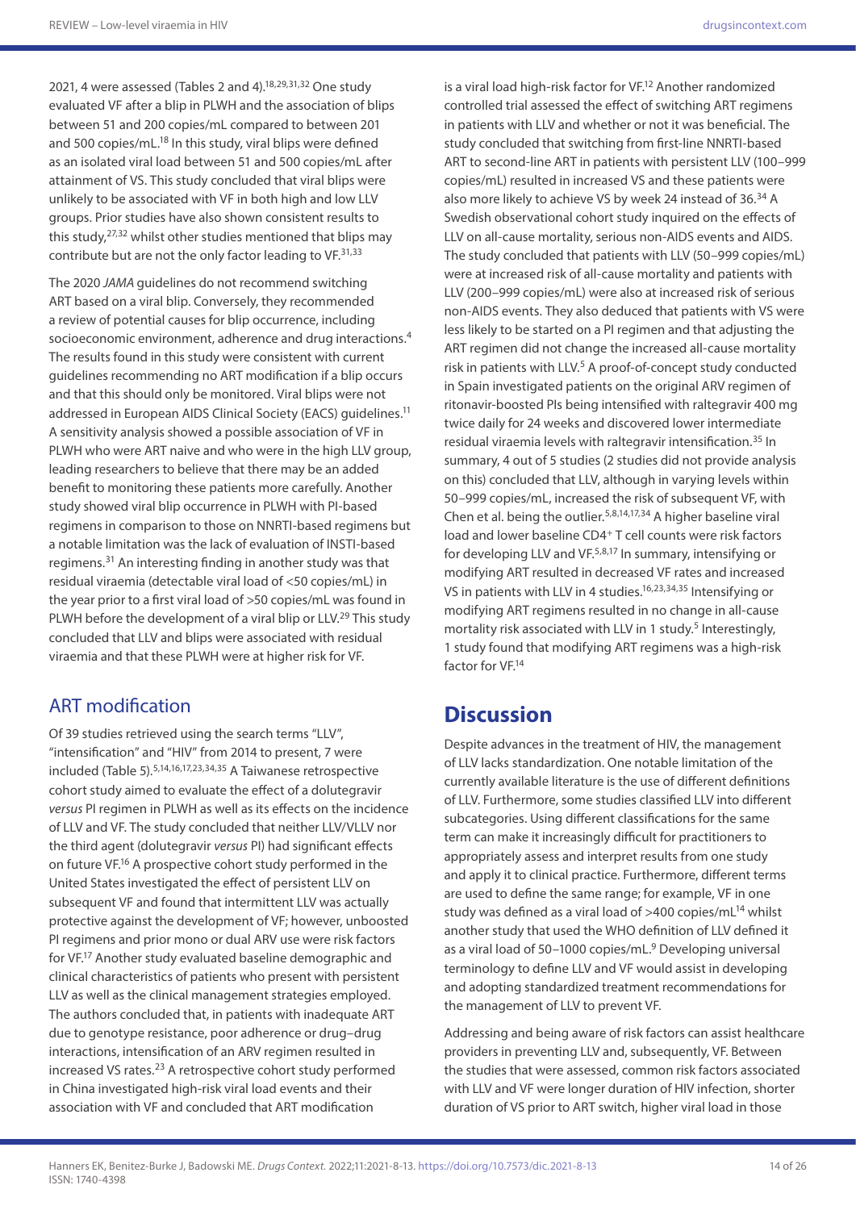2021, 4 were assessed (Tables 2 and 4).[18,29,31,32] One study evaluated VF after a blip in PLWH and the association of blips between 51 and 200 copies/mL compared to between 201 and 500 copies/mL.[18] In this study, viral blips were defined as an isolated viral load between 51 and 500 copies/mL after attainment of VS. This study concluded that viral blips were unlikely to be associated with VF in both high and low LLV groups. Prior studies have also shown consistent results to this study,[27,32] whilst other studies mentioned that blips may contribute but are not the only factor leading to VF.[31,33]

The 2020 *JAMA* guidelines do not recommend switching ART based on a viral blip. Conversely, they recommended a review of potential causes for blip occurrence, including socioeconomic environment, adherence and drug interactions.[4] The results found in this study were consistent with current guidelines recommending no ART modification if a blip occurs and that this should only be monitored. Viral blips were not addressed in European AIDS Clinical Society (EACS) guidelines.[11] A sensitivity analysis showed a possible association of VF in PLWH who were ART naive and who were in the high LLV group, leading researchers to believe that there may be an added benefit to monitoring these patients more carefully. Another study showed viral blip occurrence in PLWH with PI-based regimens in comparison to those on NNRTI-based regimens but a notable limitation was the lack of evaluation of INSTI-based regimens.[31] An interesting finding in another study was that residual viraemia (detectable viral load of <50 copies/mL) in the year prior to a first viral load of >50 copies/mL was found in PLWH before the development of a viral blip or LLV.[29] This study concluded that LLV and blips were associated with residual viraemia and that these PLWH were at higher risk for VF.

## ART modification

Of 39 studies retrieved using the search terms "LLV", "intensification" and "HIV" from 2014 to present, 7 were included (Table 5).[5,14,16,17,23,34,35] A Taiwanese retrospective cohort study aimed to evaluate the effect of a dolutegravir *versus* PI regimen in PLWH as well as its effects on the incidence of LLV and VF. The study concluded that neither LLV/VLLV nor the third agent (dolutegravir *versus* PI) had significant effects on future VF.[16] A prospective cohort study performed in the United States investigated the effect of persistent LLV on subsequent VF and found that intermittent LLV was actually protective against the development of VF; however, unboosted PI regimens and prior mono or dual ARV use were risk factors for VF.[17] Another study evaluated baseline demographic and clinical characteristics of patients who present with persistent LLV as well as the clinical management strategies employed. The authors concluded that, in patients with inadequate ART due to genotype resistance, poor adherence or drug–drug interactions, intensification of an ARV regimen resulted in increased VS rates.[23] A retrospective cohort study performed in China investigated high-risk viral load events and their association with VF and concluded that ART modification is a viral load high-risk factor for VF.[12] Another randomized controlled trial assessed the effect of switching ART regimens in patients with LLV and whether or not it was beneficial. The study concluded that switching from first-line NNRTI-based ART to second-line ART in patients with persistent LLV (100–999 copies/mL) resulted in increased VS and these patients were also more likely to achieve VS by week 24 instead of 36.[34] A Swedish observational cohort study inquired on the effects of LLV on all-cause mortality, serious non-AIDS events and AIDS. The study concluded that patients with LLV (50–999 copies/mL) were at increased risk of all-cause mortality and patients with LLV (200–999 copies/mL) were also at increased risk of serious non-AIDS events. They also deduced that patients with VS were less likely to be started on a PI regimen and that adjusting the ART regimen did not change the increased all-cause mortality risk in patients with LLV.[5] A proof-of-concept study conducted in Spain investigated patients on the original ARV regimen of ritonavir-boosted PIs being intensified with raltegravir 400 mg twice daily for 24 weeks and discovered lower intermediate residual viraemia levels with raltegravir intensification.[35] In summary, 4 out of 5 studies (2 studies did not provide analysis on this) concluded that LLV, although in varying levels within 50–999 copies/mL, increased the risk of subsequent VF, with Chen et al. being the outlier.[5,8,14,17,34] A higher baseline viral load and lower baseline CD4$^{+}$ T cell counts were risk factors for developing LLV and VF.[5,8,17] In summary, intensifying or modifying ART resulted in decreased VF rates and increased VS in patients with LLV in 4 studies.[16,23,34,35] Intensifying or modifying ART regimens resulted in no change in all-cause mortality risk associated with LLV in 1 study.[5] Interestingly, 1 study found that modifying ART regimens was a high-risk factor for VF.[14]

# Discussion

Despite advances in the treatment of HIV, the management of LLV lacks standardization. One notable limitation of the currently available literature is the use of different definitions of LLV. Furthermore, some studies classified LLV into different subcategories. Using different classifications for the same term can make it increasingly difficult for practitioners to appropriately assess and interpret results from one study and apply it to clinical practice. Furthermore, different terms are used to define the same range; for example, VF in one study was defined as a viral load of >400 copies/mL[14] whilst another study that used the WHO definition of LLV defined it as a viral load of 50–1000 copies/mL.[9] Developing universal terminology to define LLV and VF would assist in developing and adopting standardized treatment recommendations for the management of LLV to prevent VF.

Addressing and being aware of risk factors can assist healthcare providers in preventing LLV and, subsequently, VF. Between the studies that were assessed, common risk factors associated with LLV and VF were longer duration of HIV infection, shorter duration of VS prior to ART switch, higher viral load in those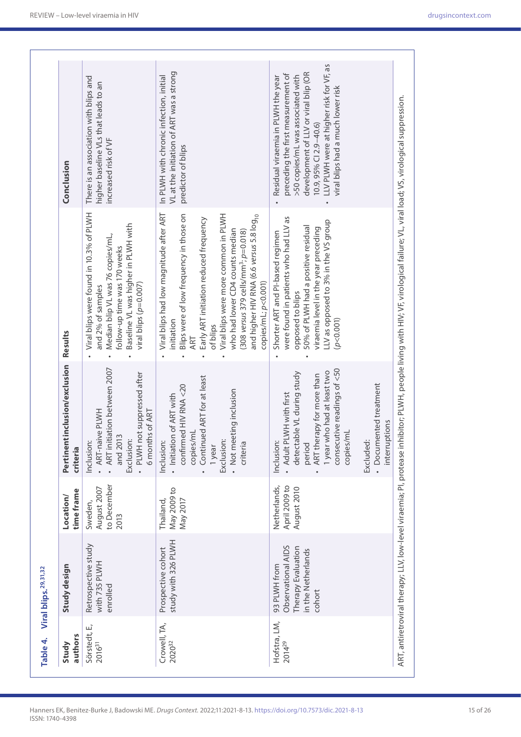**Table 4.** Viral blips.[29,31,32]

| Study authors | Study design | Location/ time frame | Pertinent inclusion/exclusion criteria | Results | Conclusion |
|---|---|---|---|---|---|
| Sörstedt, E, 2016[31] | Retrospective study with 735 PLWH enrolled | Sweden, August 2007 to December 2013 | Inclusion: • ART-naive PLWH • ART initiation between 2007 and 2013 Exclusion: • PLWH not suppressed after 6 months of ART | • Viral blips were found in 10.3% of PLWH and 2% of samples • Median blip VL was 76 copies/mL, follow-up time was 170 weeks • Baseline VL was higher in PLWH with viral blips ($p$=0.007) | There is an association with blips and higher baseline VLs that leads to an increased risk of VF |
| Crowell, TA, 2020[32] | Prospective cohort study with 326 PLWH | Thailand, May 2009 to May 2017 | Inclusion: • Initiation of ART with confirmed HIV RNA <20 copies/mL • Continued ART for at least 1 year Exclusion: • Not meeting inclusion criteria | • Viral blips had low magnitude after ART initiation • Blips were of low frequency in those on ART • Early ART initiation reduced frequency of blips • Viral blips were more common in PLWH who had lower CD4 counts median (308 *versus* 379 cells/mm³; $p$=0.018) and higher HIV RNA (6.6 *versus* 5.8 $\log_{10}$ copies/mL; $p$<0.001) | In PLWH with chronic infection, initial VL at the initiation of ART was a strong predictor of blips |
| Hofstra, LM, 2014[29] | 93 PLWH from Observational AIDS Therapy Evaluation in the Netherlands cohort | Netherlands, April 2009 to August 2010 | Inclusion: • Adult PLWH with first detectable VL during study period • ART therapy for more than 1 year who had at least two consecutive readings of <50 copies/mL Excluded: • Documented treatment interruptions | • Shorter ART and PI-based regimen were found in patients who had LLV as opposed to blips • 50% of PLWH had a positive residual viraemia level in the year preceding the LLV as opposed to 3% in the VS group ($p$<0.001) | • Residual viraemia in PLWH the year preceding the first measurement of >50 copies/mL was associated with development of LLV or viral blip (OR 10.9, 95% CI 2.9–40.6) • LLV PLWH were at higher risk for VF, as viral blips had a much lower risk |

ART, antiretroviral therapy; LLV, low-level viraemia; PI, protease inhibitor; PLWH, people living with HIV; VF, virological failure; VL, viral load; VS, virological suppression.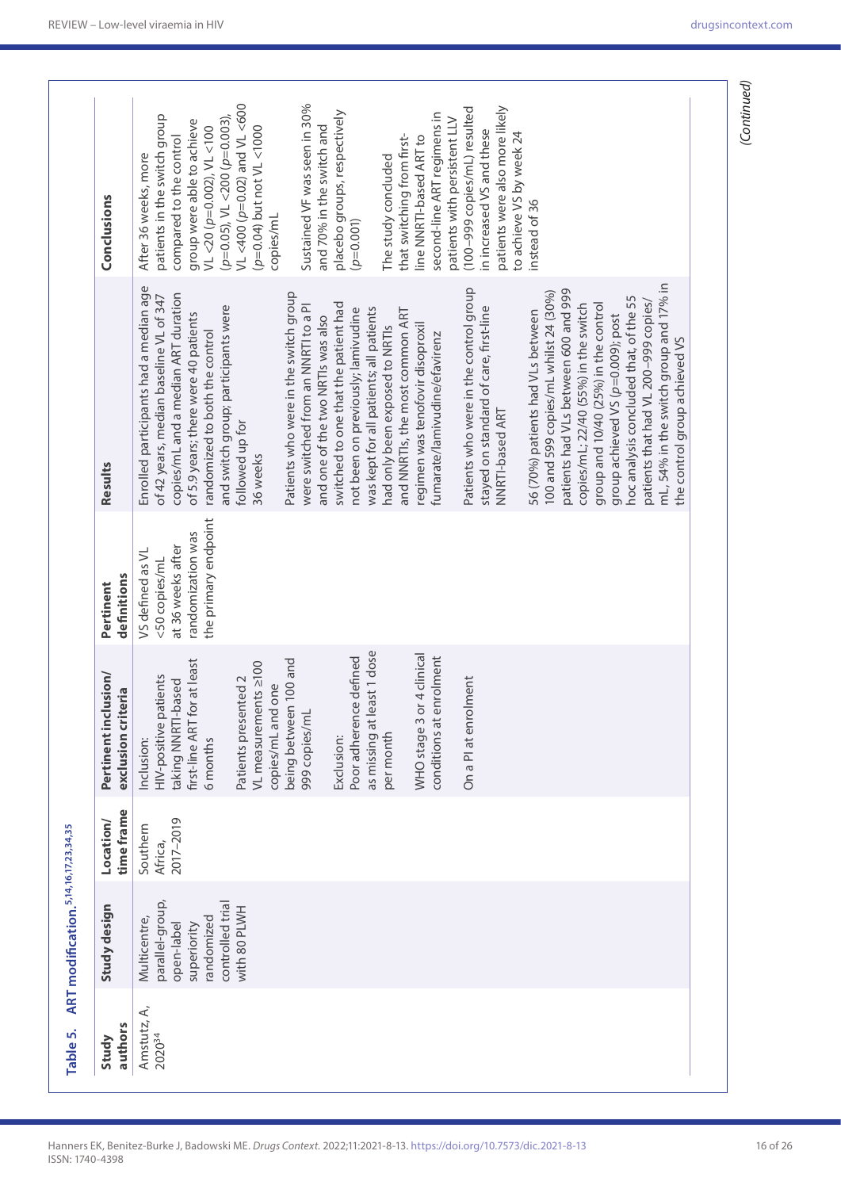**Table 5.** ART modification.[5,14,16,17,23,34,35]

| Study authors | Study design | Location/ time frame | Pertinent inclusion/ exclusion criteria | Pertinent definitions | Results | Conclusions |
|---|---|---|---|---|---|---|
| Amstutz, A, 2020[34] | Multicentre, parallel-group, open-label superiority randomized controlled trial with 80 PLWH | Southern Africa, 2017–2019 | Inclusion: HIV-positive patients taking NNRTI-based first-line ART for at least 6 months<br><br>Patients presented 2 VL measurements ≥100 copies/mL and one being between 100 and 999 copies/mL<br><br>Exclusion: Poor adherence defined as missing at least 1 dose per month<br><br>WHO stage 3 or 4 clinical conditions at enrolment<br><br>On a PI at enrolment | VS defined as VL <50 copies/mL at 36 weeks after randomization was the primary endpoint | Enrolled participants had a median age of 42 years, median baseline VL of 347 copies/mL and a median ART duration of 5.9 years; there were 40 patients randomized to both the control and switch group; participants were followed up for 36 weeks<br><br>Patients who were in the switch group were switched from an NNRTI to a PI and one of the two NRTIs was also switched to one that the patient had not been on previously; lamivudine was kept for all patients; all patients had only been exposed to NRTIs and NNRTIs, the most common ART regimen was tenofovir disoproxil fumarate/lamivudine/efavirenz<br><br>Patients who were in the control group stayed on standard of care, first-line NNRTI-based ART<br><br>56 (70%) patients had VLs between 100 and 599 copies/mL whilst 24 (30%) patients had VLs between 600 and 999 copies/mL; 22/40 (55%) in the switch group and 10/40 (25%) in the control group achieved VS ($p$=0.009); post hoc analysis concluded that, of the 55 patients that had VL 200–999 copies/mL, 54% in the switch group and 17% in the control group achieved VS | After 36 weeks, more patients in the switch group compared to the control group were able to achieve VL <20 ($p$=0.002), VL <100 ($p$=0.05), VL <200 ($p$=0.003), VL <400 ($p$=0.02) and VL <600 ($p$=0.04) but not VL <1000 copies/mL<br><br>Sustained VF was seen in 30% and 70% in the switch and placebo groups, respectively ($p$=0.001)<br><br>The study concluded that switching from first-line NNRTI-based ART to second-line ART regimens in patients with persistent LLV (100–999 copies/mL) resulted in increased VS and these patients were also more likely to achieve VS by week 24 instead of 36 |

*(Continued)*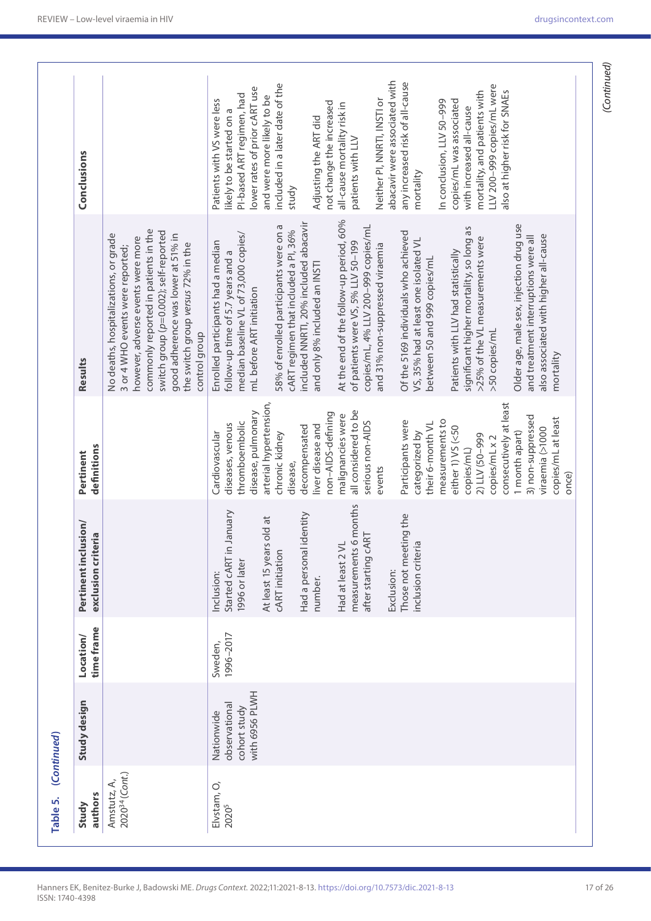**Table 5.** *(Continued)*

| Study authors | Study design | Location/ time frame | Pertinent inclusion/ exclusion criteria | Pertinent definitions | Results | Conclusions |
|---|---|---|---|---|---|---|
| Amstutz, A, 2020[34] (Cont.) | | | | | No deaths, hospitalizations, or grade 3 or 4 WHO events were reported; however, adverse events were more commonly reported in the patients in the switch group ($p=0.002$); self-reported good adherence was lower at 51% in the switch group *versus* 72% in the control group | |
| Elvstam, O, 2020[5] | Nationwide observational cohort study with 6956 PLWH | Sweden, 1996–2017 | Inclusion:<br>Started cART in January 1996 or later<br><br>At least 15 years old at cART initiation<br><br>Had a personal identity number.<br><br>Had at least 2 VL measurements 6 months after starting cART<br><br>Exclusion:<br>Those not meeting the inclusion criteria | Cardiovascular diseases, venous thromboembolic disease, pulmonary arterial hypertension, chronic kidney disease, decompensated liver disease and non–AIDS-defining malignancies were all considered to be serious non-AIDS events<br><br>Participants were categorized by their 6-month VL measurements to either 1) VS (<50 copies/mL)<br>2) LLV (50–999 copies/mL x 2 consecutively at least 1 month apart)<br>3) non-suppressed viraemia (>1000 copies/mL at least once) | Enrolled participants had a median follow-up time of 5.7 years and a median baseline VL of 73,000 copies/mL before ART initiation<br><br>58% of enrolled participants were on a cART regimen that included a PI, 36% included NNRTI, 20% included abacavir and only 8% included an INSTI<br><br>At the end of the follow-up period, 60% of patients were VS, 5% LLV 50–199 copies/mL, 4% LLV 200–999 copies/mL and 31% non-suppressed viraemia<br><br>Of the 5169 individuals who achieved VS, 35% had at least one isolated VL between 50 and 999 copies/mL<br><br>Patients with LLV had statistically significant higher mortality, so long as >25% of the VL measurements were >50 copies/mL<br><br>Older age, male sex, injection drug use and treatment interruptions were all also associated with higher all-cause mortality | Patients with VS were less likely to be started on a PI-based ART regimen, had lower rates of prior cART use and were more likely to be included in a later date of the study<br><br>Adjusting the ART did not change the increased all-cause mortality risk in patients with LLV<br><br>Neither PI, NNRTI, INSTI or abacavir were associated with any increased risk of all-cause mortality<br><br>In conclusion, LLV 50–999 copies/mL was associated with increased all-cause mortality, and patients with LLV 200–999 copies/mL were also at higher risk for SNAEs |

*(Continued)*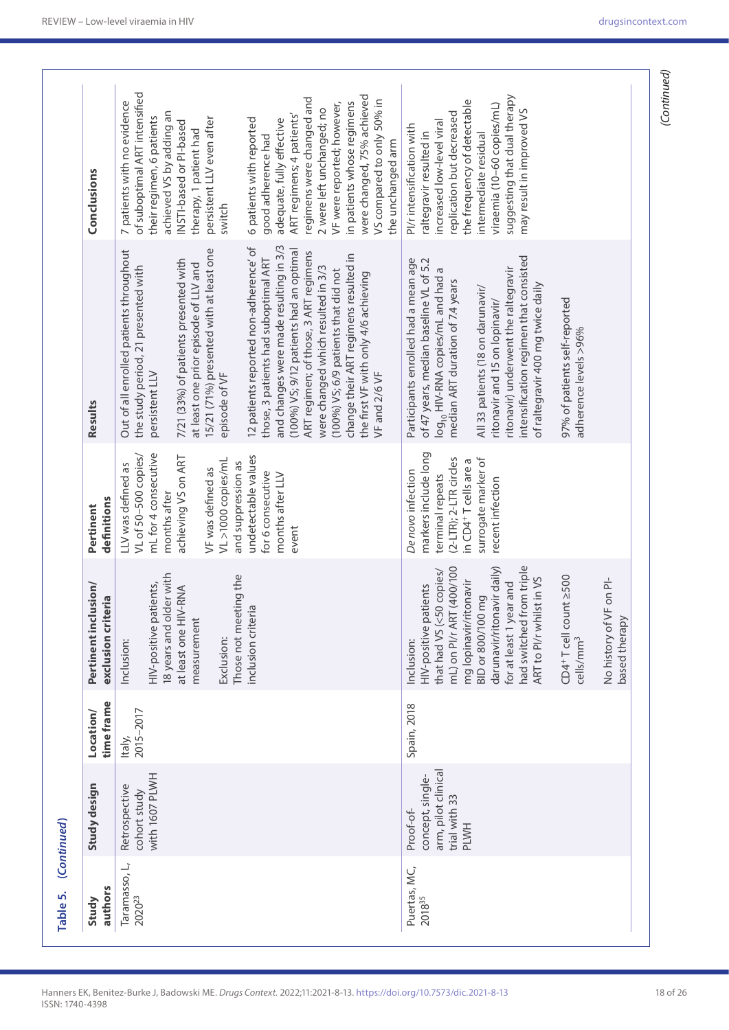**Table 5. (Continued)**

| Study authors | Study design | Location/ time frame | Pertinent inclusion/ exclusion criteria | Pertinent definitions | Results | Conclusions |
|---|---|---|---|---|---|---|
| Taramasso, L, 2020[23] | Retrospective cohort study with 1607 PLWH | Italy, 2015–2017 | Inclusion:<br><br>HIV-positive patients, 18 years and older with at least one HIV-RNA measurement<br><br>Exclusion:<br>Those not meeting the inclusion criteria | LLV was defined as VL of 50–500 copies/mL for 4 consecutive months after achieving VS on ART<br><br>VF was defined as VL >1000 copies/mL and suppression as undetectable values for 6 consecutive months after LLV event | Out of all enrolled patients throughout the study period, 21 presented with persistent LLV<br><br>7/21 (33%) of patients presented with at least one prior episode of LLV and 15/21 (71%) presented with at least one episode of VF<br><br>12 patients reported non-adherence' of those, 3 patients had suboptimal ART and changes were made resulting in 3/3 (100%) VS; 9/12 patients had an optimal ART regimen; of those, 3 ART regimens were changed which resulted in 3/3 (100%) VS; 6/9 patients that did not change their ART regimens resulted in the first VF with only 4/6 achieving VF and 2/6 VF | 7 patients with no evidence of suboptimal ART intensified their regimen, 6 patients achieved VS by adding an INSTI-based or PI-based therapy, 1 patient had persistent LLV even after switch<br><br>6 patients with reported good adherence had adequate, fully effective ART regimens; 4 patients' regimens were changed and 2 were left unchanged; no VF were reported; however, in patients whose regimens were changed, 75% achieved VS compared to only 50% in the unchanged arm |
| Puertas, MC, 2018[35] | Proof-of-concept, single-arm, pilot clinical trial with 33 PLWH | Spain, 2018 | Inclusion:<br>HIV-positive patients that had VS (<50 copies/mL) on PI/r ART (400/100 mg lopinavir/ritonavir BID or 800/100 mg darunavir/ritonavir daily) for at least 1 year and had switched from triple ART to PI/r whilst in VS<br><br>CD4$^+$ T cell count ≥500 cells/mm$^3$<br><br>No history of VF on PI-based therapy | *De novo* infection markers include long terminal repeats (2-LTR); 2-LTR circles in CD4$^+$ T cells are a surrogate marker of recent infection | Participants enrolled had a mean age of 47 years, median baseline VL of 5.2 $\log_{10}$ HIV-RNA copies/mL and had a median ART duration of 7.4 years<br><br>All 33 patients (18 on darunavir/ritonavir and 15 on lopinavir/ritonavir) underwent the raltegravir intensification regimen that consisted of raltegravir 400 mg twice daily<br><br>97% of patients self-reported adherence levels >96% | PI/r intensification with raltegravir resulted in increased low-level viral replication but decreased the frequency of detectable intermediate residual viraemia (10–60 copies/mL) suggesting that dual therapy may result in improved VS |

*(Continued)*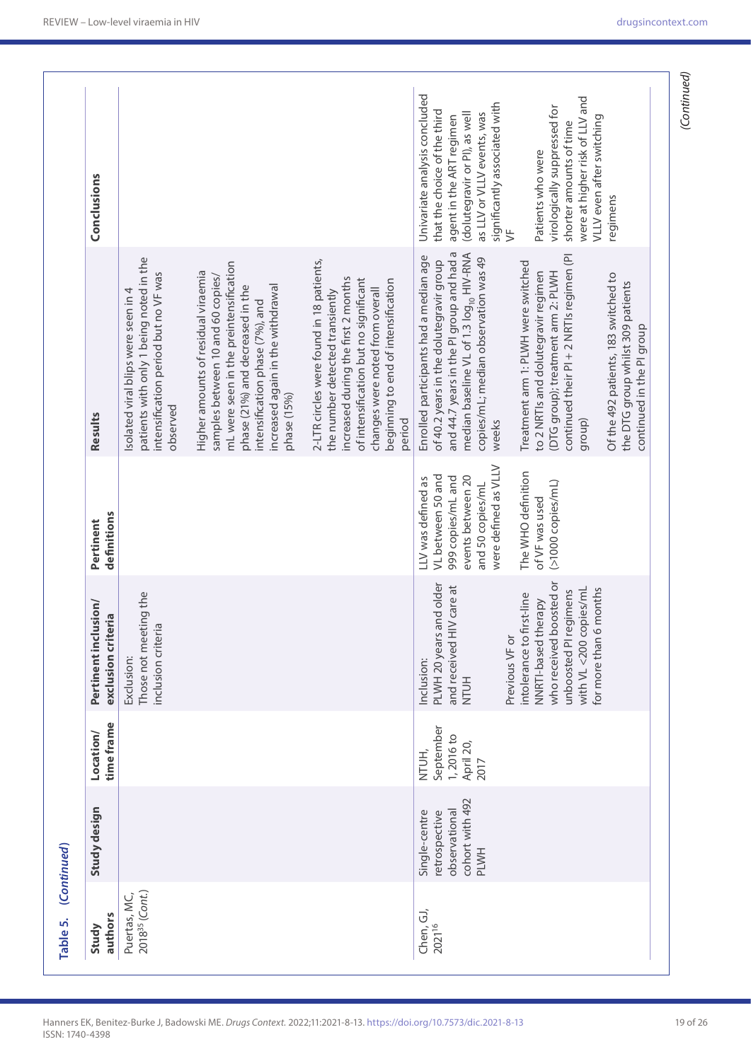**Table 5.** *(Continued)*

| Study authors | Study design | Location/ time frame | Pertinent inclusion/ exclusion criteria | Pertinent definitions | Results | Conclusions |
|---|---|---|---|---|---|---|
| Puertas, MC, 2018[35] (*Cont.*) | | | Exclusion: Those not meeting the inclusion criteria | | Isolated viral blips were seen in 4 patients with only 1 being noted in the intensification period but no VF was observed<br><br>Higher amounts of residual viraemia samples between 10 and 60 copies/mL were seen in the preintensification phase (21%) and decreased in the intensification phase (7%), and increased again in the withdrawal phase (15%)<br><br>2-LTR circles were found in 18 patients, the number detected transiently increased during the first 2 months of intensification but no significant changes were noted from overall beginning to end of intensification period | |
| Chen, GJ, 2021[16] | Single-centre retrospective observational cohort with 492 PLWH | NTUH, September 1, 2016 to April 20, 2017 | Inclusion: PLWH 20 years and older and received HIV care at NTUH<br><br>Previous VF or intolerance to first-line NNRTI-based therapy who received boosted or unboosted PI regimens with VL <200 copies/mL for more than 6 months | LLV was defined as VL between 50 and 999 copies/mL and events between 20 and 50 copies/mL were defined as VLLV<br><br>The WHO definition of VF was used (>1000 copies/mL) | Enrolled participants had a median age of 40.2 years in the dolutegravir group and 44.7 years in the PI group and had a median baseline VL of 1.3 $\log_{10}$ HIV-RNA copies/mL; median observation was 49 weeks<br><br>Treatment arm 1: PLWH were switched to 2 NRTIs and dolutegravir regimen (DTG group); treatment arm 2: PLWH continued their PI + 2 NRTIs regimen (PI group)<br><br>Of the 492 patients, 183 switched to the DTG group whilst 309 patients continued in the PI group | Univariate analysis concluded that the choice of the third agent in the ART regimen (dolutegravir or PI), as well as LLV or VLLV events, was significantly associated with VF<br><br>Patients who were virologically suppressed for shorter amounts of time were at higher risk of LLV and VLLV even after switching regimens |

*(Continued)*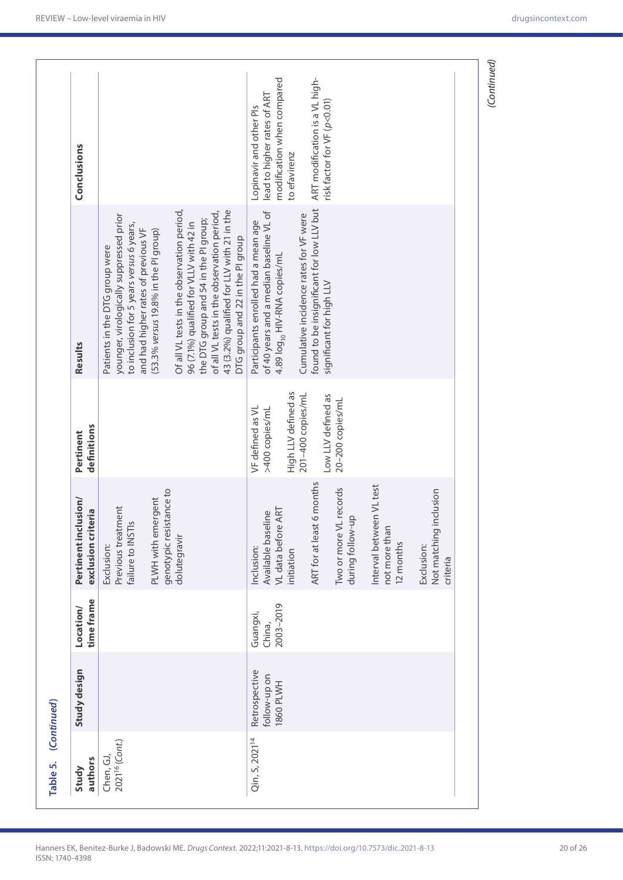**Table 5.** *(Continued)*

| Study authors | Study design | Location/ time frame | Pertinent inclusion/ exclusion criteria | Pertinent definitions | Results | Conclusions |
|---|---|---|---|---|---|---|
| Chen, GJ, 2021[16] (Cont.) | | | Exclusion: Previous treatment failure to INSTIs<br><br>PLWH with emergent genotypic resistance to dolutegravir | | Patients in the DTG group were younger, virologically suppressed prior to inclusion for 5 years *versus* 6 years, and had higher rates of previous VF (53.3% *versus* 19.8% in the PI group)<br><br>Of all VL tests in the observation period, 96 (7.1%) qualified for VLLV with 42 in the DTG group and 54 in the PI group; of all VL tests in the observation period, 43 (3.2%) qualified for LLV with 21 in the DTG group and 22 in the PI group | |
| Qin, S, 2021[14] | Retrospective follow-up on 1860 PLWH | Guangxi, China, 2003–2019 | Inclusion: Available baseline VL data before ART initiation<br><br>ART for at least 6 months<br><br>Two or more VL records during follow-up<br><br>Interval between VL test not more than 12 months<br><br>Exclusion: Not matching inclusion criteria | VF defined as VL >400 copies/mL<br><br>High LLV defined as 201–400 copies/mL<br><br>Low LLV defined as 20–200 copies/mL | Participants enrolled had a mean age of 40 years and a median baseline VL of 4.89 $\log_{10}$ HIV-RNA copies/mL<br><br>Cumulative incidence rates for VF were found to be insignificant for low LLV but significant for high LLV | Lopinavir and other PIs lead to higher rates of ART modification when compared to efavirenz<br><br>ART modification is a VL high-risk factor for VF ($p<0.01$) |

*(Continued)*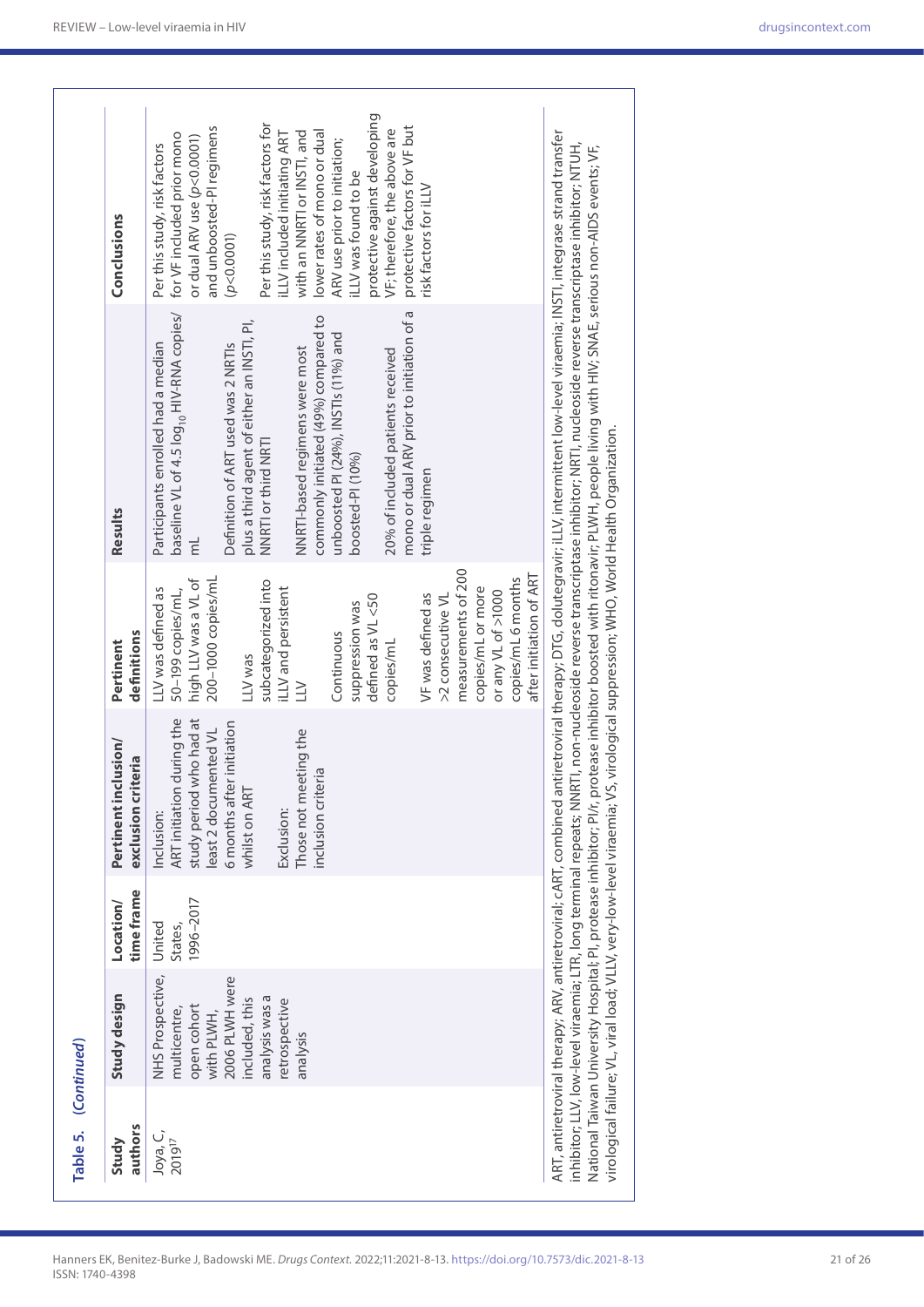**Table 5.** (*Continued*)

| Study authors | Study design | Location/ time frame | Pertinent inclusion/ exclusion criteria | Pertinent definitions | Results | Conclusions |
|---|---|---|---|---|---|---|
| Joya, C, 2019[17] | NHS Prospective, multicentre, open cohort with PLWH, 2006 PLWH were included, this analysis was a retrospective analysis | United States, 1996–2017 | Inclusion: ART initiation during the study period who had at least 2 documented VL 6 months after initiation whilst on ART<br><br>Exclusion: Those not meeting the inclusion criteria | LLV was defined as 50–199 copies/mL, high LLV was a VL of 200–1000 copies/mL<br><br>LLV was subcategorized into iLLV and persistent LLV<br><br>Continuous suppression was defined as VL <50 copies/mL<br><br>VF was defined as >2 consecutive VL measurements of 200 copies/mL or more or any VL of >1000 copies/mL 6 months after initiation of ART | Participants enrolled had a median baseline VL of 4.5 $\log_{10}$ HIV-RNA copies/mL<br><br>Definition of ART used was 2 NRTIs plus a third agent of either an INSTI, PI, NNRTI or third NRTI<br><br>NNRTI-based regimens were most commonly initiated (49%) compared to unboosted PI (24%), INSTIs (11%) and boosted-PI (10%)<br><br>20% of included patients received mono or dual ARV prior to initiation of a triple regimen | Per this study, risk factors for VF included prior mono or dual ARV use ($p<0.0001$) and unboosted-PI regimens ($p<0.0001$)<br><br>Per this study, risk factors for iLLV included initiating ART with an NNRTI or INSTI, and lower rates of mono or dual ARV use prior to initiation; iLLV was found to be protective against developing VF; therefore, the above are protective factors for VF but risk factors for iLLV |

ART, antiretroviral therapy; ARV, antiretroviral; cART, combined antiretroviral therapy; DTG, dolutegravir; iLLV, intermittent low-level viraemia; INSTI, integrase strand transfer inhibitor; LLV, low-level viraemia; LTR, long terminal repeats; NNRTI, non-nucleoside reverse transcriptase inhibitor; NRTI, nucleoside reverse transcriptase inhibitor; NTUH, National Taiwan University Hospital; PI, protease inhibitor; PI/r, protease inhibitor boosted with ritonavir; PLWH, people living with HIV; SNAE, serious non-AIDS events; VF, virological failure; VL, viral load; VLLV, very-low-level viraemia; VS, virological suppression; WHO, World Health Organization.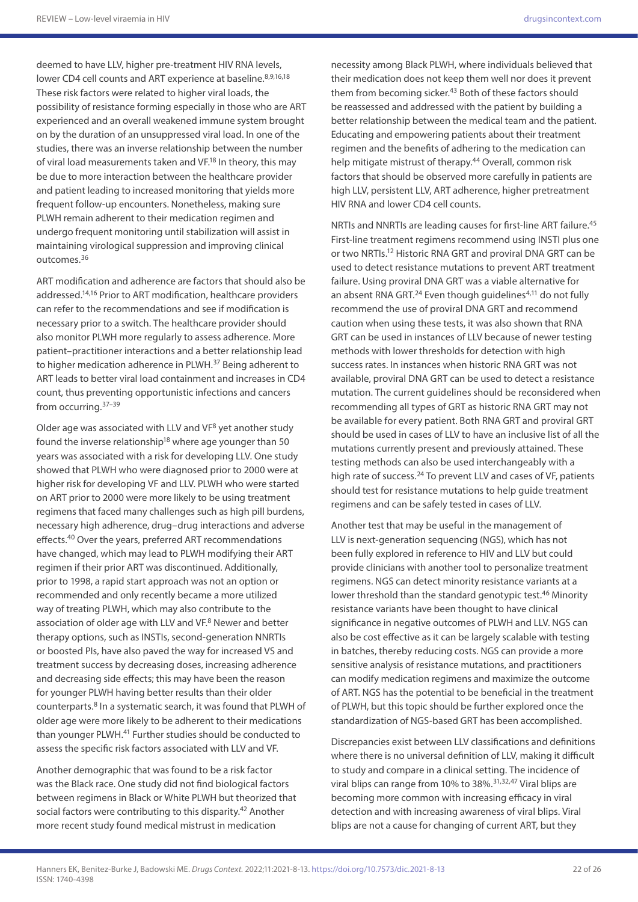deemed to have LLV, higher pre-treatment HIV RNA levels, lower CD4 cell counts and ART experience at baseline.[8,9,16,18] These risk factors were related to higher viral loads, the possibility of resistance forming especially in those who are ART experienced and an overall weakened immune system brought on by the duration of an unsuppressed viral load. In one of the studies, there was an inverse relationship between the number of viral load measurements taken and VF.[18] In theory, this may be due to more interaction between the healthcare provider and patient leading to increased monitoring that yields more frequent follow-up encounters. Nonetheless, making sure PLWH remain adherent to their medication regimen and undergo frequent monitoring until stabilization will assist in maintaining virological suppression and improving clinical outcomes.[36]

ART modification and adherence are factors that should also be addressed.[14,16] Prior to ART modification, healthcare providers can refer to the recommendations and see if modification is necessary prior to a switch. The healthcare provider should also monitor PLWH more regularly to assess adherence. More patient–practitioner interactions and a better relationship lead to higher medication adherence in PLWH.[37] Being adherent to ART leads to better viral load containment and increases in CD4 count, thus preventing opportunistic infections and cancers from occurring.[37–39]

Older age was associated with LLV and VF[8] yet another study found the inverse relationship[18] where age younger than 50 years was associated with a risk for developing LLV. One study showed that PLWH who were diagnosed prior to 2000 were at higher risk for developing VF and LLV. PLWH who were started on ART prior to 2000 were more likely to be using treatment regimens that faced many challenges such as high pill burdens, necessary high adherence, drug–drug interactions and adverse effects.[40] Over the years, preferred ART recommendations have changed, which may lead to PLWH modifying their ART regimen if their prior ART was discontinued. Additionally, prior to 1998, a rapid start approach was not an option or recommended and only recently became a more utilized way of treating PLWH, which may also contribute to the association of older age with LLV and VF.[8] Newer and better therapy options, such as INSTIs, second-generation NNRTIs or boosted PIs, have also paved the way for increased VS and treatment success by decreasing doses, increasing adherence and decreasing side effects; this may have been the reason for younger PLWH having better results than their older counterparts.[8] In a systematic search, it was found that PLWH of older age were more likely to be adherent to their medications than younger PLWH.[41] Further studies should be conducted to assess the specific risk factors associated with LLV and VF.

Another demographic that was found to be a risk factor was the Black race. One study did not find biological factors between regimens in Black or White PLWH but theorized that social factors were contributing to this disparity.[42] Another more recent study found medical mistrust in medication necessity among Black PLWH, where individuals believed that their medication does not keep them well nor does it prevent them from becoming sicker.[43] Both of these factors should be reassessed and addressed with the patient by building a better relationship between the medical team and the patient. Educating and empowering patients about their treatment regimen and the benefits of adhering to the medication can help mitigate mistrust of therapy.[44] Overall, common risk factors that should be observed more carefully in patients are high LLV, persistent LLV, ART adherence, higher pretreatment HIV RNA and lower CD4 cell counts.

NRTIs and NNRTIs are leading causes for first-line ART failure.[45] First-line treatment regimens recommend using INSTI plus one or two NRTIs.[12] Historic RNA GRT and proviral DNA GRT can be used to detect resistance mutations to prevent ART treatment failure. Using proviral DNA GRT was a viable alternative for an absent RNA GRT.[24] Even though guidelines[4,11] do not fully recommend the use of proviral DNA GRT and recommend caution when using these tests, it was also shown that RNA GRT can be used in instances of LLV because of newer testing methods with lower thresholds for detection with high success rates. In instances when historic RNA GRT was not available, proviral DNA GRT can be used to detect a resistance mutation. The current guidelines should be reconsidered when recommending all types of GRT as historic RNA GRT may not be available for every patient. Both RNA GRT and proviral GRT should be used in cases of LLV to have an inclusive list of all the mutations currently present and previously attained. These testing methods can also be used interchangeably with a high rate of success.[24] To prevent LLV and cases of VF, patients should test for resistance mutations to help guide treatment regimens and can be safely tested in cases of LLV.

Another test that may be useful in the management of LLV is next-generation sequencing (NGS), which has not been fully explored in reference to HIV and LLV but could provide clinicians with another tool to personalize treatment regimens. NGS can detect minority resistance variants at a lower threshold than the standard genotypic test.[46] Minority resistance variants have been thought to have clinical significance in negative outcomes of PLWH and LLV. NGS can also be cost effective as it can be largely scalable with testing in batches, thereby reducing costs. NGS can provide a more sensitive analysis of resistance mutations, and practitioners can modify medication regimens and maximize the outcome of ART. NGS has the potential to be beneficial in the treatment of PLWH, but this topic should be further explored once the standardization of NGS-based GRT has been accomplished.

Discrepancies exist between LLV classifications and definitions where there is no universal definition of LLV, making it difficult to study and compare in a clinical setting. The incidence of viral blips can range from 10% to 38%.[31,32,47] Viral blips are becoming more common with increasing efficacy in viral detection and with increasing awareness of viral blips. Viral blips are not a cause for changing of current ART, but they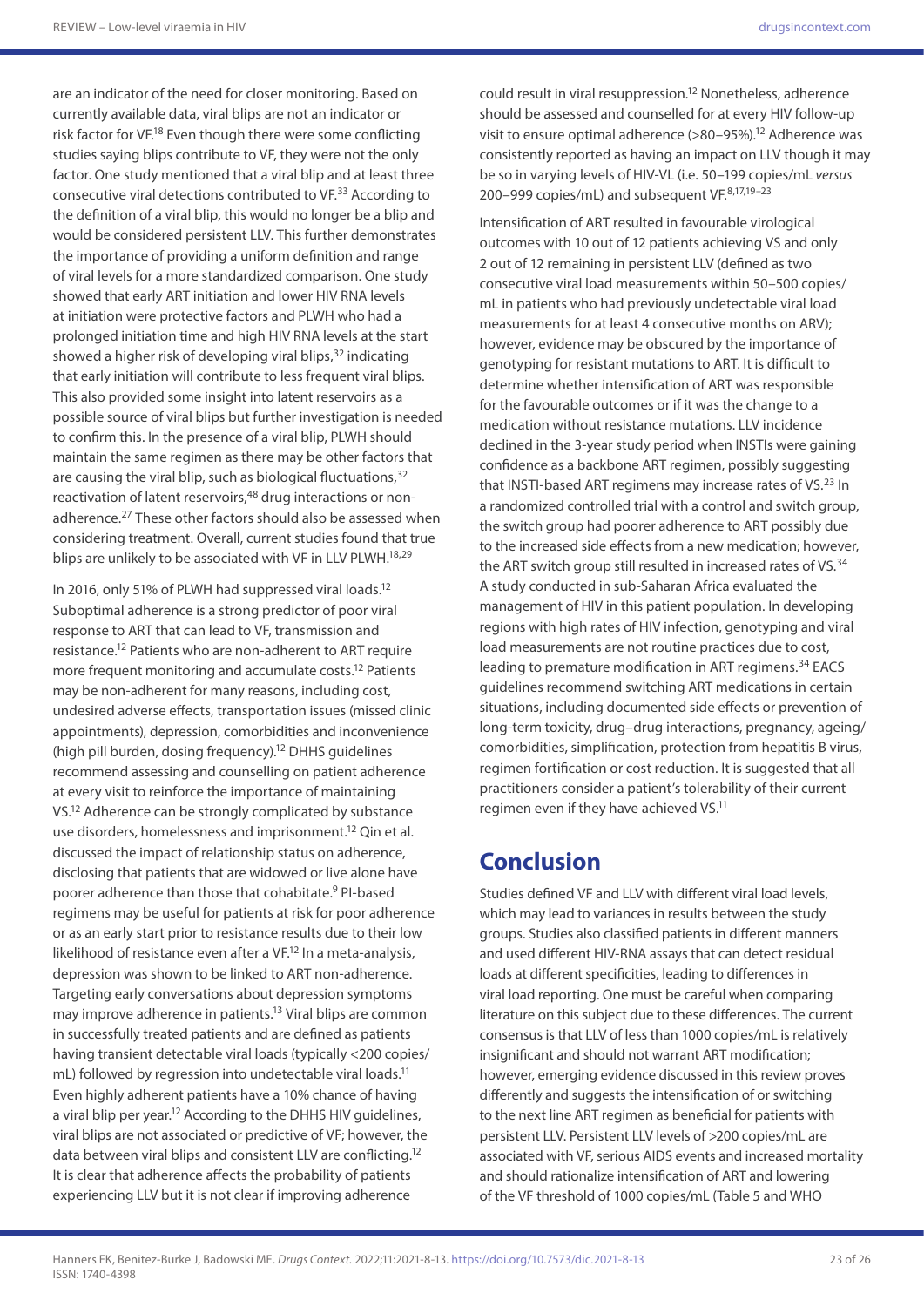are an indicator of the need for closer monitoring. Based on currently available data, viral blips are not an indicator or risk factor for VF.[18] Even though there were some conflicting studies saying blips contribute to VF, they were not the only factor. One study mentioned that a viral blip and at least three consecutive viral detections contributed to VF.[33] According to the definition of a viral blip, this would no longer be a blip and would be considered persistent LLV. This further demonstrates the importance of providing a uniform definition and range of viral levels for a more standardized comparison. One study showed that early ART initiation and lower HIV RNA levels at initiation were protective factors and PLWH who had a prolonged initiation time and high HIV RNA levels at the start showed a higher risk of developing viral blips,[32] indicating that early initiation will contribute to less frequent viral blips. This also provided some insight into latent reservoirs as a possible source of viral blips but further investigation is needed to confirm this. In the presence of a viral blip, PLWH should maintain the same regimen as there may be other factors that are causing the viral blip, such as biological fluctuations,[32] reactivation of latent reservoirs,[48] drug interactions or non-adherence.[27] These other factors should also be assessed when considering treatment. Overall, current studies found that true blips are unlikely to be associated with VF in LLV PLWH.[18,29]

In 2016, only 51% of PLWH had suppressed viral loads.[12] Suboptimal adherence is a strong predictor of poor viral response to ART that can lead to VF, transmission and resistance.[12] Patients who are non-adherent to ART require more frequent monitoring and accumulate costs.[12] Patients may be non-adherent for many reasons, including cost, undesired adverse effects, transportation issues (missed clinic appointments), depression, comorbidities and inconvenience (high pill burden, dosing frequency).[12] DHHS guidelines recommend assessing and counselling on patient adherence at every visit to reinforce the importance of maintaining VS.[12] Adherence can be strongly complicated by substance use disorders, homelessness and imprisonment.[12] Qin et al. discussed the impact of relationship status on adherence, disclosing that patients that are widowed or live alone have poorer adherence than those that cohabitate.[9] PI-based regimens may be useful for patients at risk for poor adherence or as an early start prior to resistance results due to their low likelihood of resistance even after a VF.[12] In a meta-analysis, depression was shown to be linked to ART non-adherence. Targeting early conversations about depression symptoms may improve adherence in patients.[13] Viral blips are common in successfully treated patients and are defined as patients having transient detectable viral loads (typically <200 copies/mL) followed by regression into undetectable viral loads.[11] Even highly adherent patients have a 10% chance of having a viral blip per year.[12] According to the DHHS HIV guidelines, viral blips are not associated or predictive of VF; however, the data between viral blips and consistent LLV are conflicting.[12] It is clear that adherence affects the probability of patients experiencing LLV but it is not clear if improving adherence could result in viral resuppression.[12] Nonetheless, adherence should be assessed and counselled for at every HIV follow-up visit to ensure optimal adherence (>80–95%).[12] Adherence was consistently reported as having an impact on LLV though it may be so in varying levels of HIV-VL (i.e. 50–199 copies/mL *versus* 200–999 copies/mL) and subsequent VF.[8,17,19–23]

Intensification of ART resulted in favourable virological outcomes with 10 out of 12 patients achieving VS and only 2 out of 12 remaining in persistent LLV (defined as two consecutive viral load measurements within 50–500 copies/mL in patients who had previously undetectable viral load measurements for at least 4 consecutive months on ARV); however, evidence may be obscured by the importance of genotyping for resistant mutations to ART. It is difficult to determine whether intensification of ART was responsible for the favourable outcomes or if it was the change to a medication without resistance mutations. LLV incidence declined in the 3-year study period when INSTIs were gaining confidence as a backbone ART regimen, possibly suggesting that INSTI-based ART regimens may increase rates of VS.[23] In a randomized controlled trial with a control and switch group, the switch group had poorer adherence to ART possibly due to the increased side effects from a new medication; however, the ART switch group still resulted in increased rates of VS.[34] A study conducted in sub-Saharan Africa evaluated the management of HIV in this patient population. In developing regions with high rates of HIV infection, genotyping and viral load measurements are not routine practices due to cost, leading to premature modification in ART regimens.[34] EACS guidelines recommend switching ART medications in certain situations, including documented side effects or prevention of long-term toxicity, drug–drug interactions, pregnancy, ageing/comorbidities, simplification, protection from hepatitis B virus, regimen fortification or cost reduction. It is suggested that all practitioners consider a patient's tolerability of their current regimen even if they have achieved VS.[11]

## Conclusion

Studies defined VF and LLV with different viral load levels, which may lead to variances in results between the study groups. Studies also classified patients in different manners and used different HIV-RNA assays that can detect residual loads at different specificities, leading to differences in viral load reporting. One must be careful when comparing literature on this subject due to these differences. The current consensus is that LLV of less than 1000 copies/mL is relatively insignificant and should not warrant ART modification; however, emerging evidence discussed in this review proves differently and suggests the intensification of or switching to the next line ART regimen as beneficial for patients with persistent LLV. Persistent LLV levels of >200 copies/mL are associated with VF, serious AIDS events and increased mortality and should rationalize intensification of ART and lowering of the VF threshold of 1000 copies/mL (Table 5 and WHO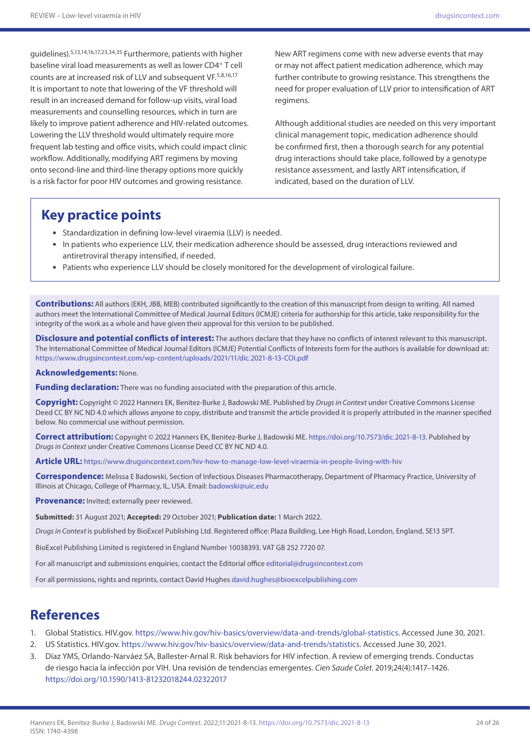guidelines).[5,13,14,16,17,23,34,35] Furthermore, patients with higher baseline viral load measurements as well as lower CD4+ T cell counts are at increased risk of LLV and subsequent VF.[5,8,16,17] It is important to note that lowering of the VF threshold will result in an increased demand for follow-up visits, viral load measurements and counselling resources, which in turn are likely to improve patient adherence and HIV-related outcomes. Lowering the LLV threshold would ultimately require more frequent lab testing and office visits, which could impact clinic workflow. Additionally, modifying ART regimens by moving onto second-line and third-line therapy options more quickly is a risk factor for poor HIV outcomes and growing resistance.

New ART regimens come with new adverse events that may or may not affect patient medication adherence, which may further contribute to growing resistance. This strengthens the need for proper evaluation of LLV prior to intensification of ART regimens.

Although additional studies are needed on this very important clinical management topic, medication adherence should be confirmed first, then a thorough search for any potential drug interactions should take place, followed by a genotype resistance assessment, and lastly ART intensification, if indicated, based on the duration of LLV.

## Key practice points

- Standardization in defining low-level viraemia (LLV) is needed.
- In patients who experience LLV, their medication adherence should be assessed, drug interactions reviewed and antiretroviral therapy intensified, if needed.
- Patients who experience LLV should be closely monitored for the development of virological failure.

**Contributions:** All authors (EKH, JBB, MEB) contributed significantly to the creation of this manuscript from design to writing. All named authors meet the International Committee of Medical Journal Editors (ICMJE) criteria for authorship for this article, take responsibility for the integrity of the work as a whole and have given their approval for this version to be published.

**Disclosure and potential conflicts of interest:** The authors declare that they have no conflicts of interest relevant to this manuscript. The International Committee of Medical Journal Editors (ICMJE) Potential Conflicts of Interests form for the authors is available for download at: https://www.drugsincontext.com/wp-content/uploads/2021/11/dic.2021-8-13-COI.pdf

**Acknowledgements:** None.

**Funding declaration:** There was no funding associated with the preparation of this article.

**Copyright:** Copyright © 2022 Hanners EK, Benitez-Burke J, Badowski ME. Published by *Drugs in Context* under Creative Commons License Deed CC BY NC ND 4.0 which allows anyone to copy, distribute and transmit the article provided it is properly attributed in the manner specified below. No commercial use without permission.

**Correct attribution:** Copyright © 2022 Hanners EK, Benitez-Burke J, Badowski ME. https://doi.org/10.7573/dic.2021-8-13. Published by *Drugs in Context* under Creative Commons License Deed CC BY NC ND 4.0.

**Article URL:** https://www.drugsincontext.com/hiv-how-to-manage-low-level-viraemia-in-people-living-with-hiv

**Correspondence:** Melissa E Badowski, Section of Infectious Diseases Pharmacotherapy, Department of Pharmacy Practice, University of Illinois at Chicago, College of Pharmacy, IL, USA. Email: badowski@uic.edu

**Provenance:** Invited; externally peer reviewed.

**Submitted:** 31 August 2021; **Accepted:** 29 October 2021; **Publication date:** 1 March 2022.

*Drugs in Context* is published by BioExcel Publishing Ltd. Registered office: Plaza Building, Lee High Road, London, England, SE13 5PT.

BioExcel Publishing Limited is registered in England Number 10038393. VAT GB 252 7720 07.

For all manuscript and submissions enquiries, contact the Editorial office editorial@drugsincontext.com

For all permissions, rights and reprints, contact David Hughes david.hughes@bioexcelpublishing.com

## References

1. Global Statistics. HIV.gov. https://www.hiv.gov/hiv-basics/overview/data-and-trends/global-statistics. Accessed June 30, 2021.
2. US Statistics. HIV.gov. https://www.hiv.gov/hiv-basics/overview/data-and-trends/statistics. Accessed June 30, 2021.
3. Díaz YMS, Orlando-Narváez SA, Ballester-Arnal R. Risk behaviors for HIV infection. A review of emerging trends. Conductas de riesgo hacia la infección por VIH. Una revisión de tendencias emergentes. *Cien Saude Colet*. 2019;24(4):1417–1426. https://doi.org/10.1590/1413-81232018244.02322017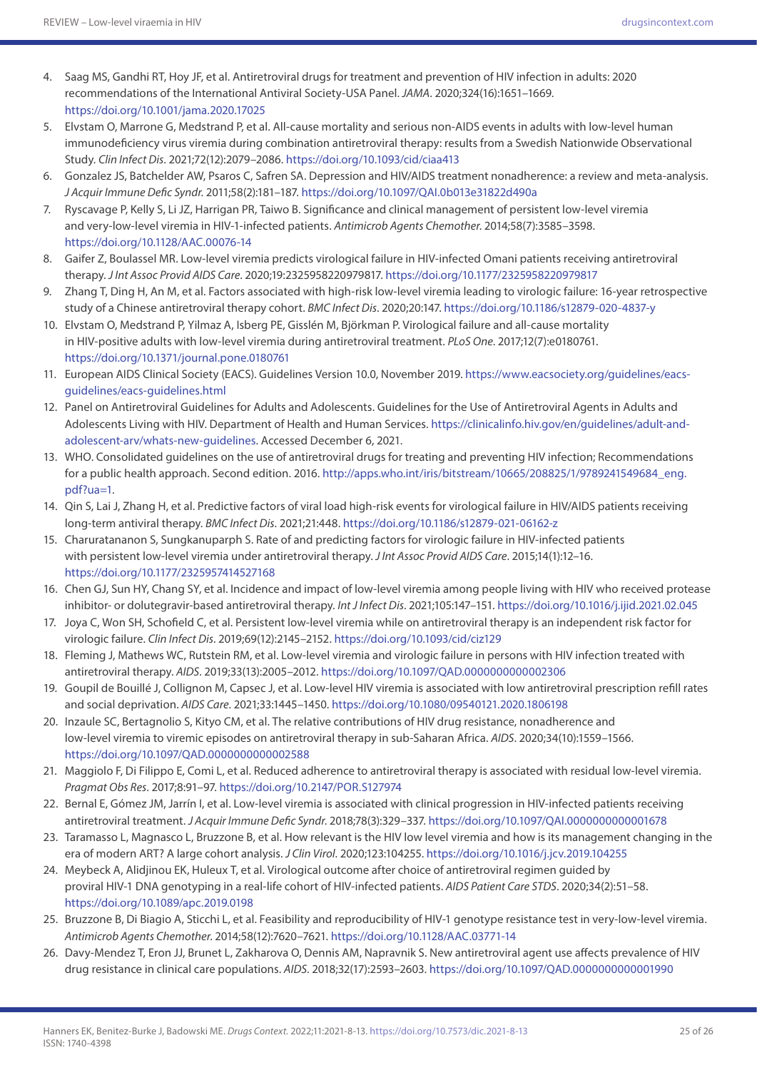4. Saag MS, Gandhi RT, Hoy JF, et al. Antiretroviral drugs for treatment and prevention of HIV infection in adults: 2020 recommendations of the International Antiviral Society-USA Panel. *JAMA*. 2020;324(16):1651–1669. https://doi.org/10.1001/jama.2020.17025
5. Elvstam O, Marrone G, Medstrand P, et al. All-cause mortality and serious non-AIDS events in adults with low-level human immunodeficiency virus viremia during combination antiretroviral therapy: results from a Swedish Nationwide Observational Study. *Clin Infect Dis*. 2021;72(12):2079–2086. https://doi.org/10.1093/cid/ciaa413
6. Gonzalez JS, Batchelder AW, Psaros C, Safren SA. Depression and HIV/AIDS treatment nonadherence: a review and meta-analysis. *J Acquir Immune Defic Syndr*. 2011;58(2):181–187. https://doi.org/10.1097/QAI.0b013e31822d490a
7. Ryscavage P, Kelly S, Li JZ, Harrigan PR, Taiwo B. Significance and clinical management of persistent low-level viremia and very-low-level viremia in HIV-1-infected patients. *Antimicrob Agents Chemother*. 2014;58(7):3585–3598. https://doi.org/10.1128/AAC.00076-14
8. Gaifer Z, Boulassel MR. Low-level viremia predicts virological failure in HIV-infected Omani patients receiving antiretroviral therapy. *J Int Assoc Provid AIDS Care*. 2020;19:2325958220979817. https://doi.org/10.1177/2325958220979817
9. Zhang T, Ding H, An M, et al. Factors associated with high-risk low-level viremia leading to virologic failure: 16-year retrospective study of a Chinese antiretroviral therapy cohort. *BMC Infect Dis*. 2020;20:147. https://doi.org/10.1186/s12879-020-4837-y
10. Elvstam O, Medstrand P, Yilmaz A, Isberg PE, Gisslén M, Björkman P. Virological failure and all-cause mortality in HIV-positive adults with low-level viremia during antiretroviral treatment. *PLoS One*. 2017;12(7):e0180761. https://doi.org/10.1371/journal.pone.0180761
11. European AIDS Clinical Society (EACS). Guidelines Version 10.0, November 2019. https://www.eacsociety.org/guidelines/eacs-guidelines/eacs-guidelines.html
12. Panel on Antiretroviral Guidelines for Adults and Adolescents. Guidelines for the Use of Antiretroviral Agents in Adults and Adolescents Living with HIV. Department of Health and Human Services. https://clinicalinfo.hiv.gov/en/guidelines/adult-and-adolescent-arv/whats-new-guidelines. Accessed December 6, 2021.
13. WHO. Consolidated guidelines on the use of antiretroviral drugs for treating and preventing HIV infection; Recommendations for a public health approach. Second edition. 2016. http://apps.who.int/iris/bitstream/10665/208825/1/9789241549684_eng.pdf?ua=1.
14. Qin S, Lai J, Zhang H, et al. Predictive factors of viral load high-risk events for virological failure in HIV/AIDS patients receiving long-term antiviral therapy. *BMC Infect Dis*. 2021;21:448. https://doi.org/10.1186/s12879-021-06162-z
15. Charuratananon S, Sungkanuparph S. Rate of and predicting factors for virologic failure in HIV-infected patients with persistent low-level viremia under antiretroviral therapy. *J Int Assoc Provid AIDS Care*. 2015;14(1):12–16. https://doi.org/10.1177/2325957414527168
16. Chen GJ, Sun HY, Chang SY, et al. Incidence and impact of low-level viremia among people living with HIV who received protease inhibitor- or dolutegravir-based antiretroviral therapy. *Int J Infect Dis*. 2021;105:147–151. https://doi.org/10.1016/j.ijid.2021.02.045
17. Joya C, Won SH, Schofield C, et al. Persistent low-level viremia while on antiretroviral therapy is an independent risk factor for virologic failure. *Clin Infect Dis*. 2019;69(12):2145–2152. https://doi.org/10.1093/cid/ciz129
18. Fleming J, Mathews WC, Rutstein RM, et al. Low-level viremia and virologic failure in persons with HIV infection treated with antiretroviral therapy. *AIDS*. 2019;33(13):2005–2012. https://doi.org/10.1097/QAD.0000000000002306
19. Goupil de Bouillé J, Collignon M, Capsec J, et al. Low-level HIV viremia is associated with low antiretroviral prescription refill rates and social deprivation. *AIDS Care*. 2021;33:1445–1450. https://doi.org/10.1080/09540121.2020.1806198
20. Inzaule SC, Bertagnolio S, Kityo CM, et al. The relative contributions of HIV drug resistance, nonadherence and low-level viremia to viremic episodes on antiretroviral therapy in sub-Saharan Africa. *AIDS*. 2020;34(10):1559–1566. https://doi.org/10.1097/QAD.0000000000002588
21. Maggiolo F, Di Filippo E, Comi L, et al. Reduced adherence to antiretroviral therapy is associated with residual low-level viremia. *Pragmat Obs Res*. 2017;8:91–97. https://doi.org/10.2147/POR.S127974
22. Bernal E, Gómez JM, Jarrín I, et al. Low-level viremia is associated with clinical progression in HIV-infected patients receiving antiretroviral treatment. *J Acquir Immune Defic Syndr*. 2018;78(3):329–337. https://doi.org/10.1097/QAI.0000000000001678
23. Taramasso L, Magnasco L, Bruzzone B, et al. How relevant is the HIV low level viremia and how is its management changing in the era of modern ART? A large cohort analysis. *J Clin Virol*. 2020;123:104255. https://doi.org/10.1016/j.jcv.2019.104255
24. Meybeck A, Alidjinou EK, Huleux T, et al. Virological outcome after choice of antiretroviral regimen guided by proviral HIV-1 DNA genotyping in a real-life cohort of HIV-infected patients. *AIDS Patient Care STDS*. 2020;34(2):51–58. https://doi.org/10.1089/apc.2019.0198
25. Bruzzone B, Di Biagio A, Sticchi L, et al. Feasibility and reproducibility of HIV-1 genotype resistance test in very-low-level viremia. *Antimicrob Agents Chemother*. 2014;58(12):7620–7621. https://doi.org/10.1128/AAC.03771-14
26. Davy-Mendez T, Eron JJ, Brunet L, Zakharova O, Dennis AM, Napravnik S. New antiretroviral agent use affects prevalence of HIV drug resistance in clinical care populations. *AIDS*. 2018;32(17):2593–2603. https://doi.org/10.1097/QAD.0000000000001990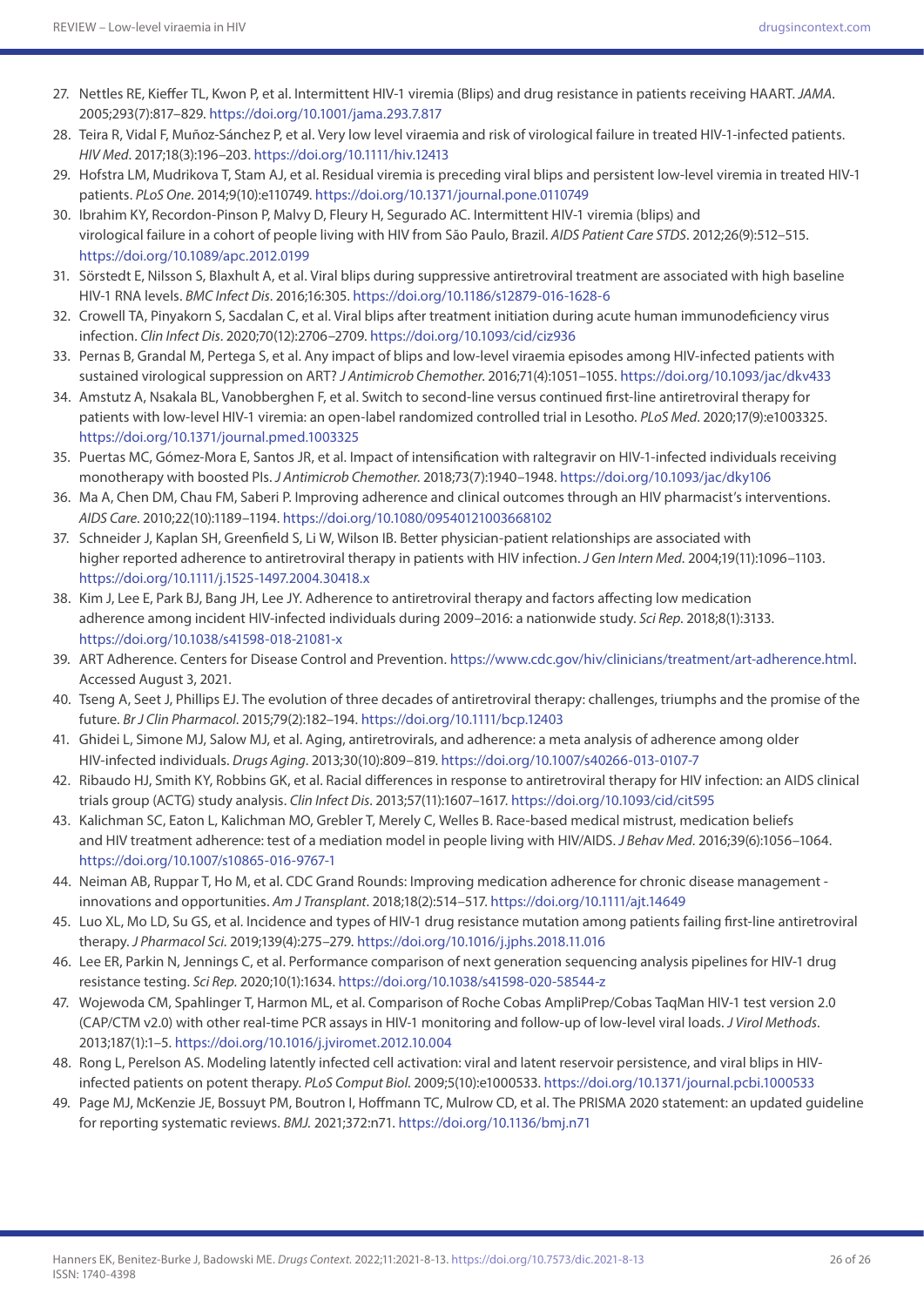27. Nettles RE, Kieffer TL, Kwon P, et al. Intermittent HIV-1 viremia (Blips) and drug resistance in patients receiving HAART. *JAMA*. 2005;293(7):817–829. https://doi.org/10.1001/jama.293.7.817
28. Teira R, Vidal F, Muñoz-Sánchez P, et al. Very low level viraemia and risk of virological failure in treated HIV-1-infected patients. *HIV Med*. 2017;18(3):196–203. https://doi.org/10.1111/hiv.12413
29. Hofstra LM, Mudrikova T, Stam AJ, et al. Residual viremia is preceding viral blips and persistent low-level viremia in treated HIV-1 patients. *PLoS One*. 2014;9(10):e110749. https://doi.org/10.1371/journal.pone.0110749
30. Ibrahim KY, Recordon-Pinson P, Malvy D, Fleury H, Segurado AC. Intermittent HIV-1 viremia (blips) and virological failure in a cohort of people living with HIV from São Paulo, Brazil. *AIDS Patient Care STDS*. 2012;26(9):512–515. https://doi.org/10.1089/apc.2012.0199
31. Sörstedt E, Nilsson S, Blaxhult A, et al. Viral blips during suppressive antiretroviral treatment are associated with high baseline HIV-1 RNA levels. *BMC Infect Dis*. 2016;16:305. https://doi.org/10.1186/s12879-016-1628-6
32. Crowell TA, Pinyakorn S, Sacdalan C, et al. Viral blips after treatment initiation during acute human immunodeficiency virus infection. *Clin Infect Dis*. 2020;70(12):2706–2709. https://doi.org/10.1093/cid/ciz936
33. Pernas B, Grandal M, Pertega S, et al. Any impact of blips and low-level viraemia episodes among HIV-infected patients with sustained virological suppression on ART? *J Antimicrob Chemother*. 2016;71(4):1051–1055. https://doi.org/10.1093/jac/dkv433
34. Amstutz A, Nsakala BL, Vanobberghen F, et al. Switch to second-line versus continued first-line antiretroviral therapy for patients with low-level HIV-1 viremia: an open-label randomized controlled trial in Lesotho. *PLoS Med*. 2020;17(9):e1003325. https://doi.org/10.1371/journal.pmed.1003325
35. Puertas MC, Gómez-Mora E, Santos JR, et al. Impact of intensification with raltegravir on HIV-1-infected individuals receiving monotherapy with boosted PIs. *J Antimicrob Chemother*. 2018;73(7):1940–1948. https://doi.org/10.1093/jac/dky106
36. Ma A, Chen DM, Chau FM, Saberi P. Improving adherence and clinical outcomes through an HIV pharmacist's interventions. *AIDS Care*. 2010;22(10):1189–1194. https://doi.org/10.1080/09540121003668102
37. Schneider J, Kaplan SH, Greenfield S, Li W, Wilson IB. Better physician-patient relationships are associated with higher reported adherence to antiretroviral therapy in patients with HIV infection. *J Gen Intern Med*. 2004;19(11):1096–1103. https://doi.org/10.1111/j.1525-1497.2004.30418.x
38. Kim J, Lee E, Park BJ, Bang JH, Lee JY. Adherence to antiretroviral therapy and factors affecting low medication adherence among incident HIV-infected individuals during 2009–2016: a nationwide study. *Sci Rep*. 2018;8(1):3133. https://doi.org/10.1038/s41598-018-21081-x
39. ART Adherence. Centers for Disease Control and Prevention. https://www.cdc.gov/hiv/clinicians/treatment/art-adherence.html. Accessed August 3, 2021.
40. Tseng A, Seet J, Phillips EJ. The evolution of three decades of antiretroviral therapy: challenges, triumphs and the promise of the future. *Br J Clin Pharmacol*. 2015;79(2):182–194. https://doi.org/10.1111/bcp.12403
41. Ghidei L, Simone MJ, Salow MJ, et al. Aging, antiretrovirals, and adherence: a meta analysis of adherence among older HIV-infected individuals. *Drugs Aging*. 2013;30(10):809–819. https://doi.org/10.1007/s40266-013-0107-7
42. Ribaudo HJ, Smith KY, Robbins GK, et al. Racial differences in response to antiretroviral therapy for HIV infection: an AIDS clinical trials group (ACTG) study analysis. *Clin Infect Dis*. 2013;57(11):1607–1617. https://doi.org/10.1093/cid/cit595
43. Kalichman SC, Eaton L, Kalichman MO, Grebler T, Merely C, Welles B. Race-based medical mistrust, medication beliefs and HIV treatment adherence: test of a mediation model in people living with HIV/AIDS. *J Behav Med*. 2016;39(6):1056–1064. https://doi.org/10.1007/s10865-016-9767-1
44. Neiman AB, Ruppar T, Ho M, et al. CDC Grand Rounds: Improving medication adherence for chronic disease management - innovations and opportunities. *Am J Transplant*. 2018;18(2):514–517. https://doi.org/10.1111/ajt.14649
45. Luo XL, Mo LD, Su GS, et al. Incidence and types of HIV-1 drug resistance mutation among patients failing first-line antiretroviral therapy. *J Pharmacol Sci*. 2019;139(4):275–279. https://doi.org/10.1016/j.jphs.2018.11.016
46. Lee ER, Parkin N, Jennings C, et al. Performance comparison of next generation sequencing analysis pipelines for HIV-1 drug resistance testing. *Sci Rep*. 2020;10(1):1634. https://doi.org/10.1038/s41598-020-58544-z
47. Wojewoda CM, Spahlinger T, Harmon ML, et al. Comparison of Roche Cobas AmpliPrep/Cobas TaqMan HIV-1 test version 2.0 (CAP/CTM v2.0) with other real-time PCR assays in HIV-1 monitoring and follow-up of low-level viral loads. *J Virol Methods*. 2013;187(1):1–5. https://doi.org/10.1016/j.jviromet.2012.10.004
48. Rong L, Perelson AS. Modeling latently infected cell activation: viral and latent reservoir persistence, and viral blips in HIV-infected patients on potent therapy. *PLoS Comput Biol*. 2009;5(10):e1000533. https://doi.org/10.1371/journal.pcbi.1000533
49. Page MJ, McKenzie JE, Bossuyt PM, Boutron I, Hoffmann TC, Mulrow CD, et al. The PRISMA 2020 statement: an updated guideline for reporting systematic reviews. *BMJ*. 2021;372:n71. https://doi.org/10.1136/bmj.n71